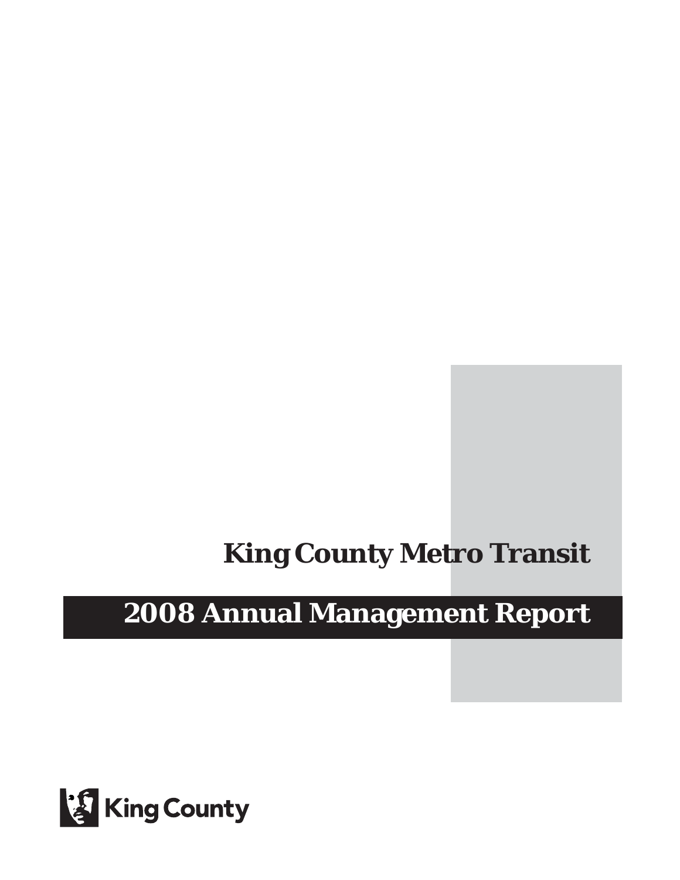# King County Metro Transit

# 2008 Annual Management Report

King County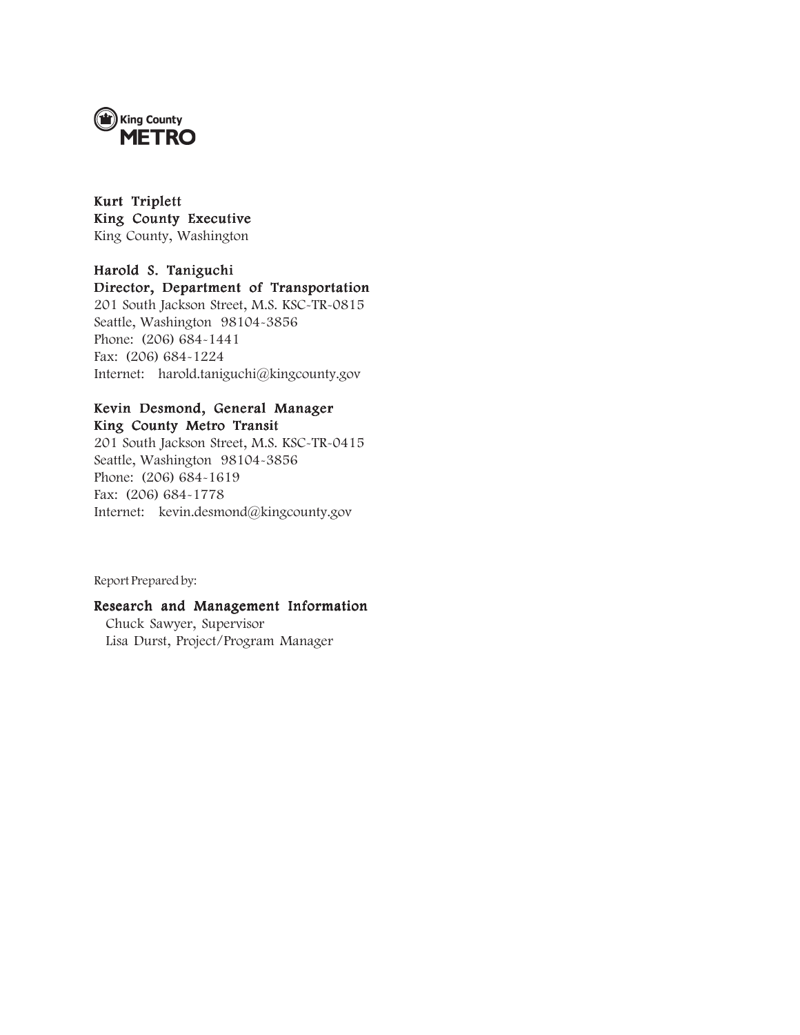King County
**METRO**

**Kurt Triplett**
**King County Executive**
King County, Washington

**Harold S. Taniguchi**
**Director, Department of Transportation**
201 South Jackson Street, M.S. KSC-TR-0815
Seattle, Washington 98104-3856
Phone: (206) 684-1441
Fax: (206) 684-1224
Internet: harold.taniguchi@kingcounty.gov

**Kevin Desmond, General Manager**
**King County Metro Transit**
201 South Jackson Street, M.S. KSC-TR-0415
Seattle, Washington 98104-3856
Phone: (206) 684-1619
Fax: (206) 684-1778
Internet: kevin.desmond@kingcounty.gov

Report Prepared by:

**Research and Management Information**
Chuck Sawyer, Supervisor
Lisa Durst, Project/Program Manager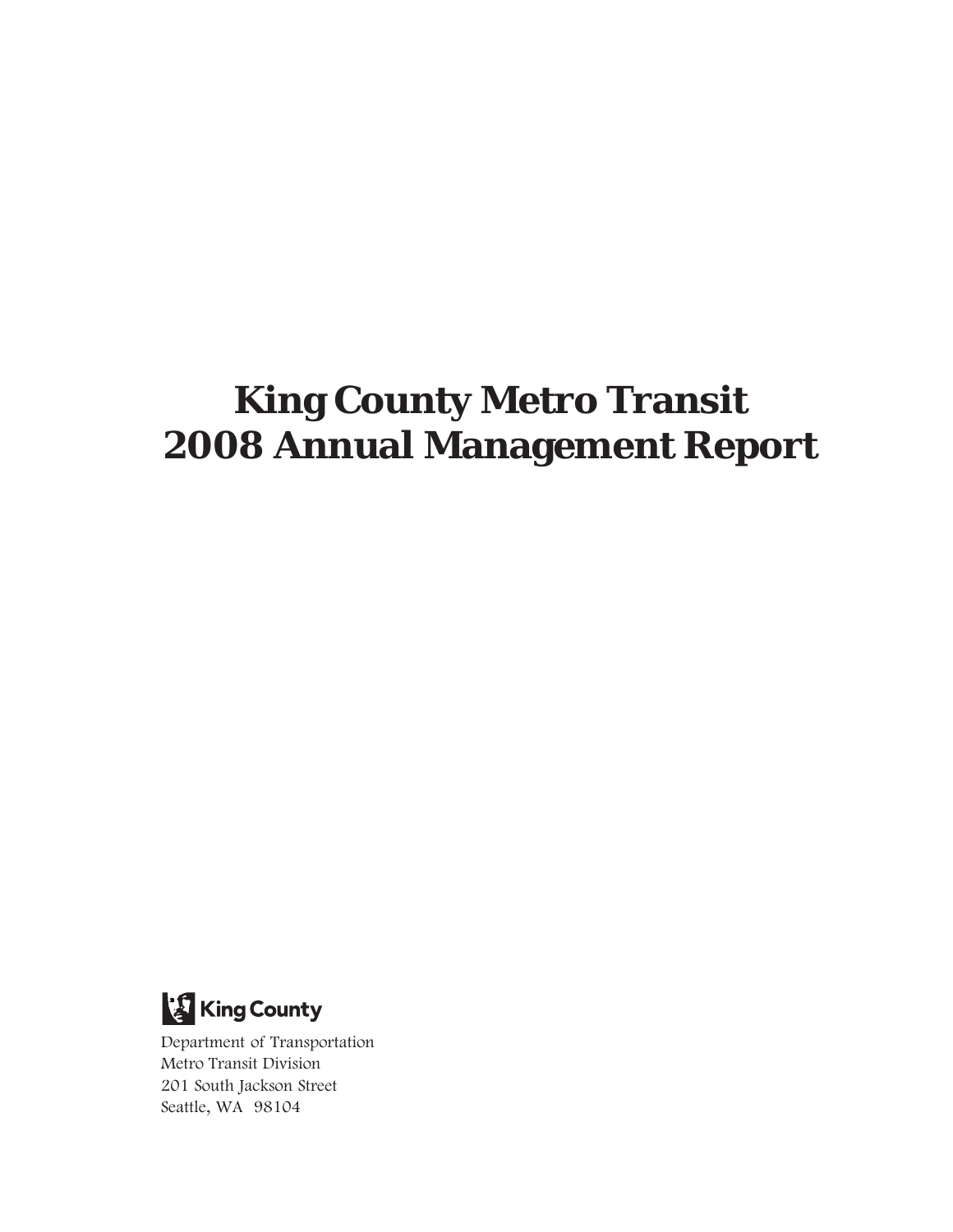# King County Metro Transit
# 2008 Annual Management Report

King County

Department of Transportation
Metro Transit Division
201 South Jackson Street
Seattle, WA 98104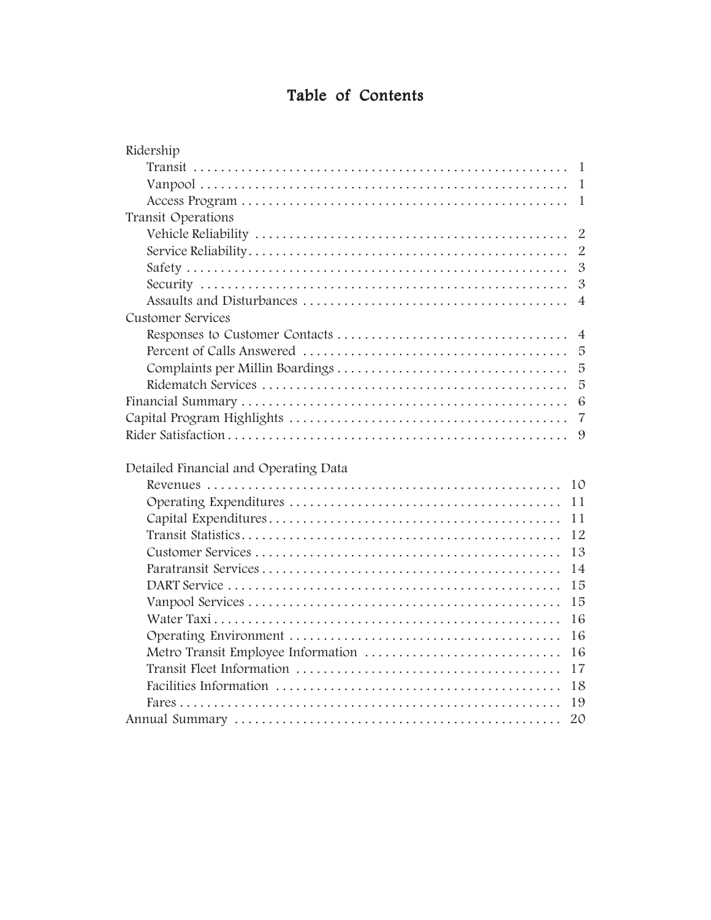# Table of Contents

Ridership
- Transit . . . . . . . . . . . . . . . . . . . . . . . . . . . . . . . . . . . . . . . . . . . . . . . . . . 1
- Vanpool . . . . . . . . . . . . . . . . . . . . . . . . . . . . . . . . . . . . . . . . . . . . . . . . . 1
- Access Program . . . . . . . . . . . . . . . . . . . . . . . . . . . . . . . . . . . . . . . . . . . . 1

Transit Operations
- Vehicle Reliability . . . . . . . . . . . . . . . . . . . . . . . . . . . . . . . . . . . . . . . . . . 2
- Service Reliability. . . . . . . . . . . . . . . . . . . . . . . . . . . . . . . . . . . . . . . . . . . 2
- Safety . . . . . . . . . . . . . . . . . . . . . . . . . . . . . . . . . . . . . . . . . . . . . . . . . . . 3
- Security . . . . . . . . . . . . . . . . . . . . . . . . . . . . . . . . . . . . . . . . . . . . . . . . . 3
- Assaults and Disturbances . . . . . . . . . . . . . . . . . . . . . . . . . . . . . . . . . . . . 4

Customer Services
- Responses to Customer Contacts . . . . . . . . . . . . . . . . . . . . . . . . . . . . . . . 4
- Percent of Calls Answered . . . . . . . . . . . . . . . . . . . . . . . . . . . . . . . . . . . 5
- Complaints per Millin Boardings . . . . . . . . . . . . . . . . . . . . . . . . . . . . . . . 5
- Ridematch Services . . . . . . . . . . . . . . . . . . . . . . . . . . . . . . . . . . . . . . . . . 5

Financial Summary . . . . . . . . . . . . . . . . . . . . . . . . . . . . . . . . . . . . . . . . . . . . 6

Capital Program Highlights . . . . . . . . . . . . . . . . . . . . . . . . . . . . . . . . . . . . . . 7

Rider Satisfaction . . . . . . . . . . . . . . . . . . . . . . . . . . . . . . . . . . . . . . . . . . . . . . 9

Detailed Financial and Operating Data
- Revenues . . . . . . . . . . . . . . . . . . . . . . . . . . . . . . . . . . . . . . . . . . . . . . . . 10
- Operating Expenditures . . . . . . . . . . . . . . . . . . . . . . . . . . . . . . . . . . . . . 11
- Capital Expenditures. . . . . . . . . . . . . . . . . . . . . . . . . . . . . . . . . . . . . . . . 11
- Transit Statistics. . . . . . . . . . . . . . . . . . . . . . . . . . . . . . . . . . . . . . . . . . . 12
- Customer Services . . . . . . . . . . . . . . . . . . . . . . . . . . . . . . . . . . . . . . . . . 13
- Paratransit Services . . . . . . . . . . . . . . . . . . . . . . . . . . . . . . . . . . . . . . . . 14
- DART Service . . . . . . . . . . . . . . . . . . . . . . . . . . . . . . . . . . . . . . . . . . . . . 15
- Vanpool Services . . . . . . . . . . . . . . . . . . . . . . . . . . . . . . . . . . . . . . . . . . 15
- Water Taxi . . . . . . . . . . . . . . . . . . . . . . . . . . . . . . . . . . . . . . . . . . . . . . . 16
- Operating Environment . . . . . . . . . . . . . . . . . . . . . . . . . . . . . . . . . . . . . . 16
- Metro Transit Employee Information . . . . . . . . . . . . . . . . . . . . . . . . . . . . 16
- Transit Fleet Information . . . . . . . . . . . . . . . . . . . . . . . . . . . . . . . . . . . . . 17
- Facilities Information . . . . . . . . . . . . . . . . . . . . . . . . . . . . . . . . . . . . . . . . 18
- Fares . . . . . . . . . . . . . . . . . . . . . . . . . . . . . . . . . . . . . . . . . . . . . . . . . . . 19

Annual Summary . . . . . . . . . . . . . . . . . . . . . . . . . . . . . . . . . . . . . . . . . . . . . . 20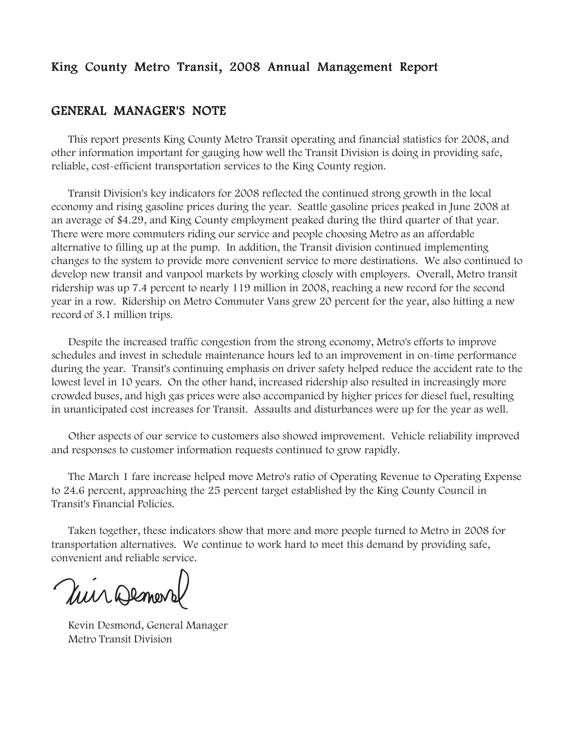# King County Metro Transit, 2008 Annual Management Report

## GENERAL MANAGER'S NOTE

This report presents King County Metro Transit operating and financial statistics for 2008, and other information important for gauging how well the Transit Division is doing in providing safe, reliable, cost-efficient transportation services to the King County region.

Transit Division's key indicators for 2008 reflected the continued strong growth in the local economy and rising gasoline prices during the year. Seattle gasoline prices peaked in June 2008 at an average of $4.29, and King County employment peaked during the third quarter of that year. There were more commuters riding our service and people choosing Metro as an affordable alternative to filling up at the pump. In addition, the Transit division continued implementing changes to the system to provide more convenient service to more destinations. We also continued to develop new transit and vanpool markets by working closely with employers. Overall, Metro transit ridership was up 7.4 percent to nearly 119 million in 2008, reaching a new record for the second year in a row. Ridership on Metro Commuter Vans grew 20 percent for the year, also hitting a new record of 3.1 million trips.

Despite the increased traffic congestion from the strong economy, Metro's efforts to improve schedules and invest in schedule maintenance hours led to an improvement in on-time performance during the year. Transit's continuing emphasis on driver safety helped reduce the accident rate to the lowest level in 10 years. On the other hand, increased ridership also resulted in increasingly more crowded buses, and high gas prices were also accompanied by higher prices for diesel fuel, resulting in unanticipated cost increases for Transit. Assaults and disturbances were up for the year as well.

Other aspects of our service to customers also showed improvement. Vehicle reliability improved and responses to customer information requests continued to grow rapidly.

The March 1 fare increase helped move Metro's ratio of Operating Revenue to Operating Expense to 24.6 percent, approaching the 25 percent target established by the King County Council in Transit's Financial Policies.

Taken together, these indicators show that more and more people turned to Metro in 2008 for transportation alternatives. We continue to work hard to meet this demand by providing safe, convenient and reliable service.

Kevin Desmond, General Manager
Metro Transit Division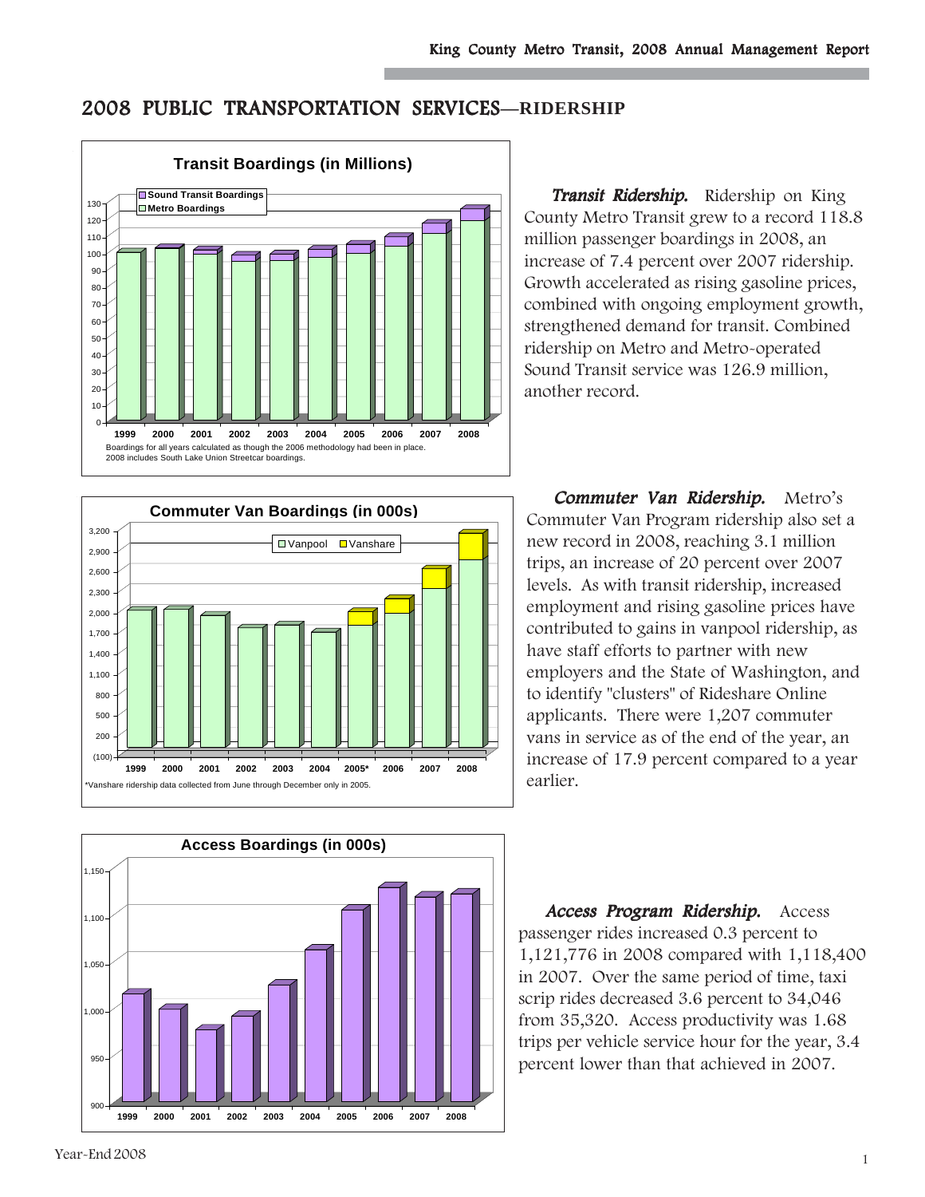## 2008 PUBLIC TRANSPORTATION SERVICES—RIDERSHIP

**Transit Boardings (in Millions)**

Sound Transit Boardings
Metro Boardings

Boardings for all years calculated as though the 2006 methodology had been in place.
2008 includes South Lake Union Streetcar boardings.

***Transit Ridership.*** Ridership on King County Metro Transit grew to a record 118.8 million passenger boardings in 2008, an increase of 7.4 percent over 2007 ridership. Growth accelerated as rising gasoline prices, combined with ongoing employment growth, strengthened demand for transit. Combined ridership on Metro and Metro-operated Sound Transit service was 126.9 million, another record.

**Commuter Van Boardings (in 000s)**

Vanpool
Vanshare

*Vanshare ridership data collected from June through December only in 2005.

***Commuter Van Ridership.*** Metro's Commuter Van Program ridership also set a new record in 2008, reaching 3.1 million trips, an increase of 20 percent over 2007 levels. As with transit ridership, increased employment and rising gasoline prices have contributed to gains in vanpool ridership, as have staff efforts to partner with new employers and the State of Washington, and to identify "clusters" of Rideshare Online applicants. There were 1,207 commuter vans in service as of the end of the year, an increase of 17.9 percent compared to a year earlier.

**Access Boardings (in 000s)**

***Access Program Ridership.*** Access passenger rides increased 0.3 percent to 1,121,776 in 2008 compared with 1,118,400 in 2007. Over the same period of time, taxi scrip rides decreased 3.6 percent to 34,046 from 35,320. Access productivity was 1.68 trips per vehicle service hour for the year, 3.4 percent lower than that achieved in 2007.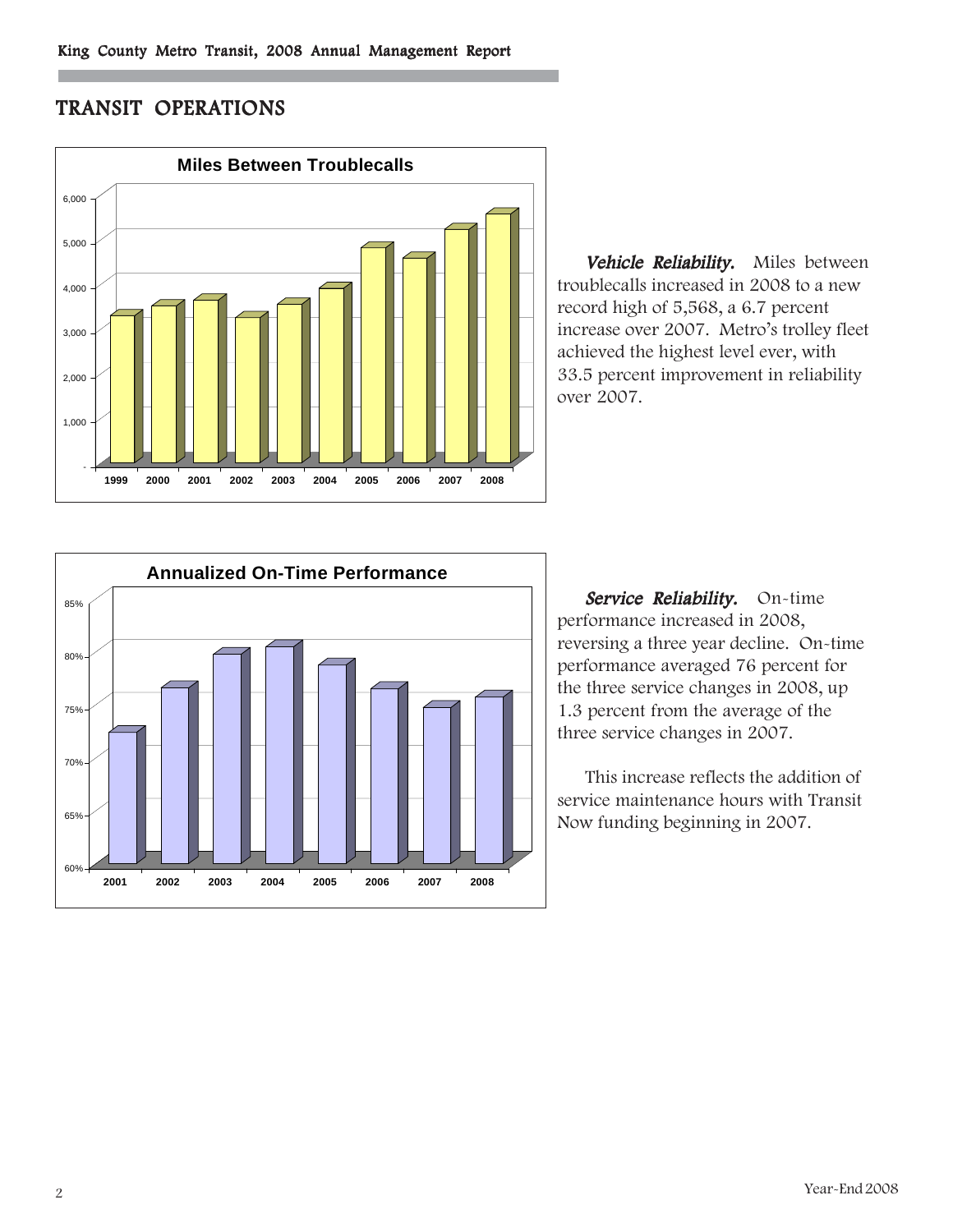# TRANSIT OPERATIONS

**Miles Between Troublecalls**

***Vehicle Reliability.*** Miles between troublecalls increased in 2008 to a new record high of 5,568, a 6.7 percent increase over 2007. Metro's trolley fleet achieved the highest level ever, with 33.5 percent improvement in reliability over 2007.

**Annualized On-Time Performance**

***Service Reliability.*** On-time performance increased in 2008, reversing a three year decline. On-time performance averaged 76 percent for the three service changes in 2008, up 1.3 percent from the average of the three service changes in 2007.

This increase reflects the addition of service maintenance hours with Transit Now funding beginning in 2007.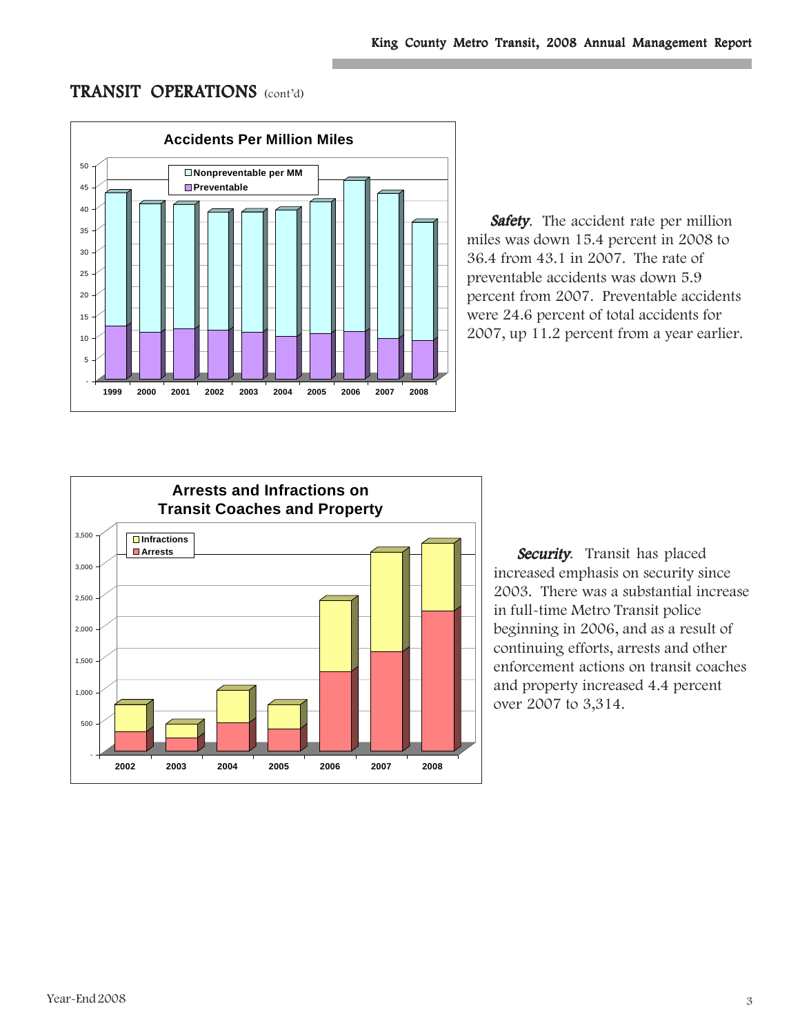# TRANSIT OPERATIONS (cont'd)

**Accidents Per Million Miles**

***Safety***. The accident rate per million miles was down 15.4 percent in 2008 to 36.4 from 43.1 in 2007. The rate of preventable accidents was down 5.9 percent from 2007. Preventable accidents were 24.6 percent of total accidents for 2007, up 11.2 percent from a year earlier.

**Arrests and Infractions on Transit Coaches and Property**

***Security***. Transit has placed increased emphasis on security since 2003. There was a substantial increase in full-time Metro Transit police beginning in 2006, and as a result of continuing efforts, arrests and other enforcement actions on transit coaches and property increased 4.4 percent over 2007 to 3,314.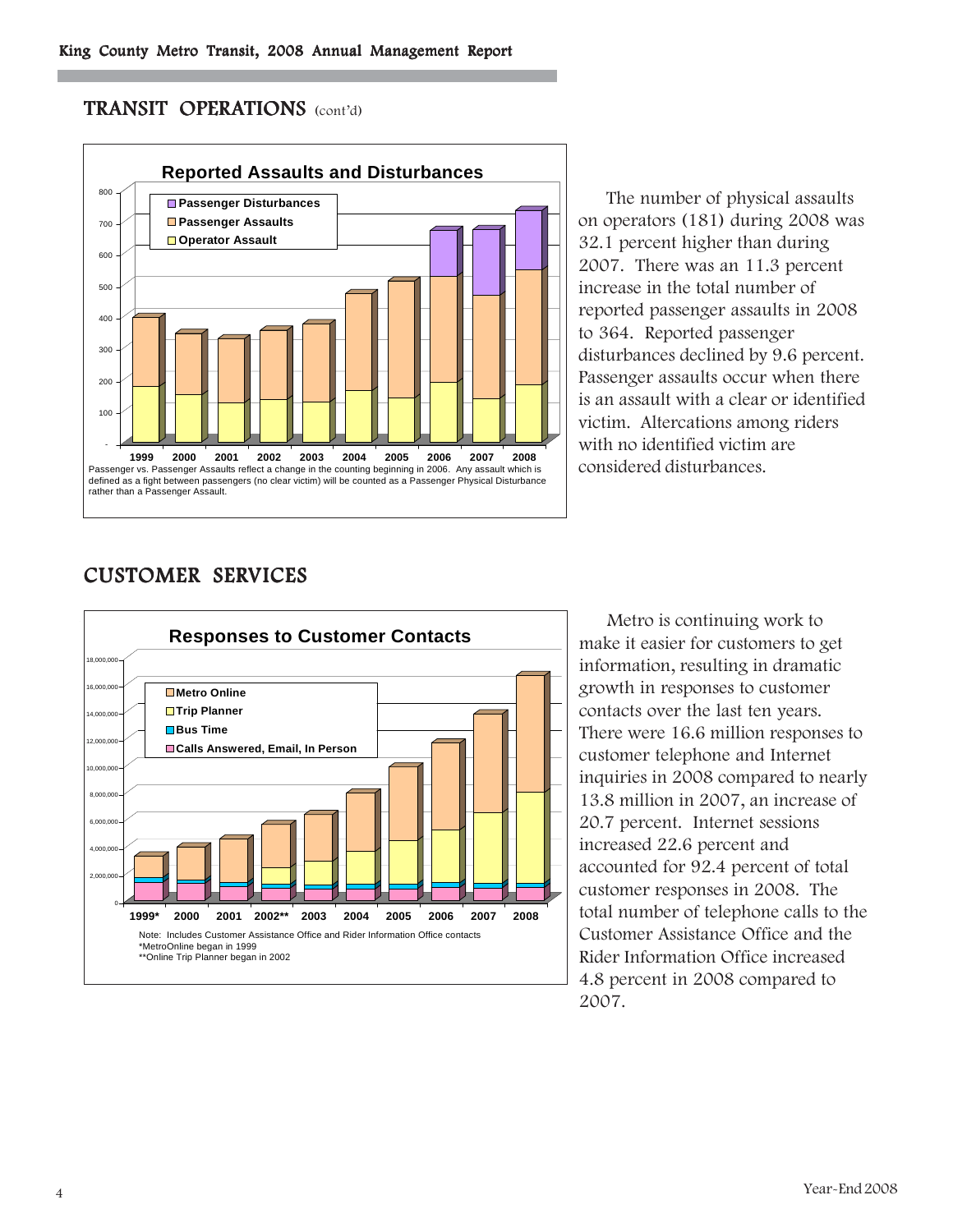## TRANSIT OPERATIONS (cont'd)

**Reported Assaults and Disturbances**

Passenger vs. Passenger Assaults reflect a change in the counting beginning in 2006. Any assault which is defined as a fight between passengers (no clear victim) will be counted as a Passenger Physical Disturbance rather than a Passenger Assault.

The number of physical assaults on operators (181) during 2008 was 32.1 percent higher than during 2007. There was an 11.3 percent increase in the total number of reported passenger assaults in 2008 to 364. Reported passenger disturbances declined by 9.6 percent. Passenger assaults occur when there is an assault with a clear or identified victim. Altercations among riders with no identified victim are considered disturbances.

## CUSTOMER SERVICES

**Responses to Customer Contacts**

Note: Includes Customer Assistance Office and Rider Information Office contacts
*MetroOnline began in 1999
**Online Trip Planner began in 2002

Metro is continuing work to make it easier for customers to get information, resulting in dramatic growth in responses to customer contacts over the last ten years. There were 16.6 million responses to customer telephone and Internet inquiries in 2008 compared to nearly 13.8 million in 2007, an increase of 20.7 percent. Internet sessions increased 22.6 percent and accounted for 92.4 percent of total customer responses in 2008. The total number of telephone calls to the Customer Assistance Office and the Rider Information Office increased 4.8 percent in 2008 compared to 2007.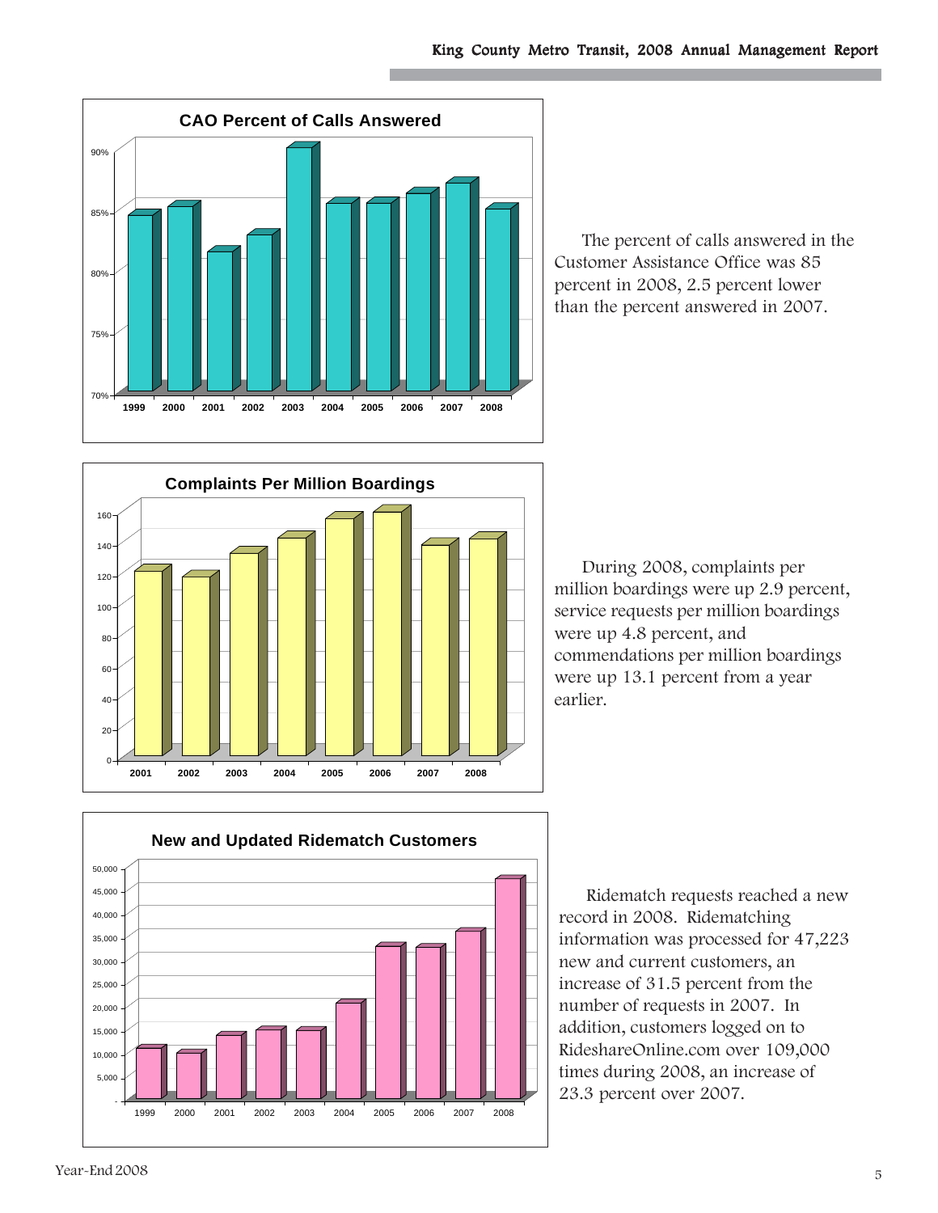**CAO Percent of Calls Answered**

The percent of calls answered in the Customer Assistance Office was 85 percent in 2008, 2.5 percent lower than the percent answered in 2007.

**Complaints Per Million Boardings**

During 2008, complaints per million boardings were up 2.9 percent, service requests per million boardings were up 4.8 percent, and commendations per million boardings were up 13.1 percent from a year earlier.

**New and Updated Ridematch Customers**

Ridematch requests reached a new record in 2008. Ridematching information was processed for 47,223 new and current customers, an increase of 31.5 percent from the number of requests in 2007. In addition, customers logged on to RideshareOnline.com over 109,000 times during 2008, an increase of 23.3 percent over 2007.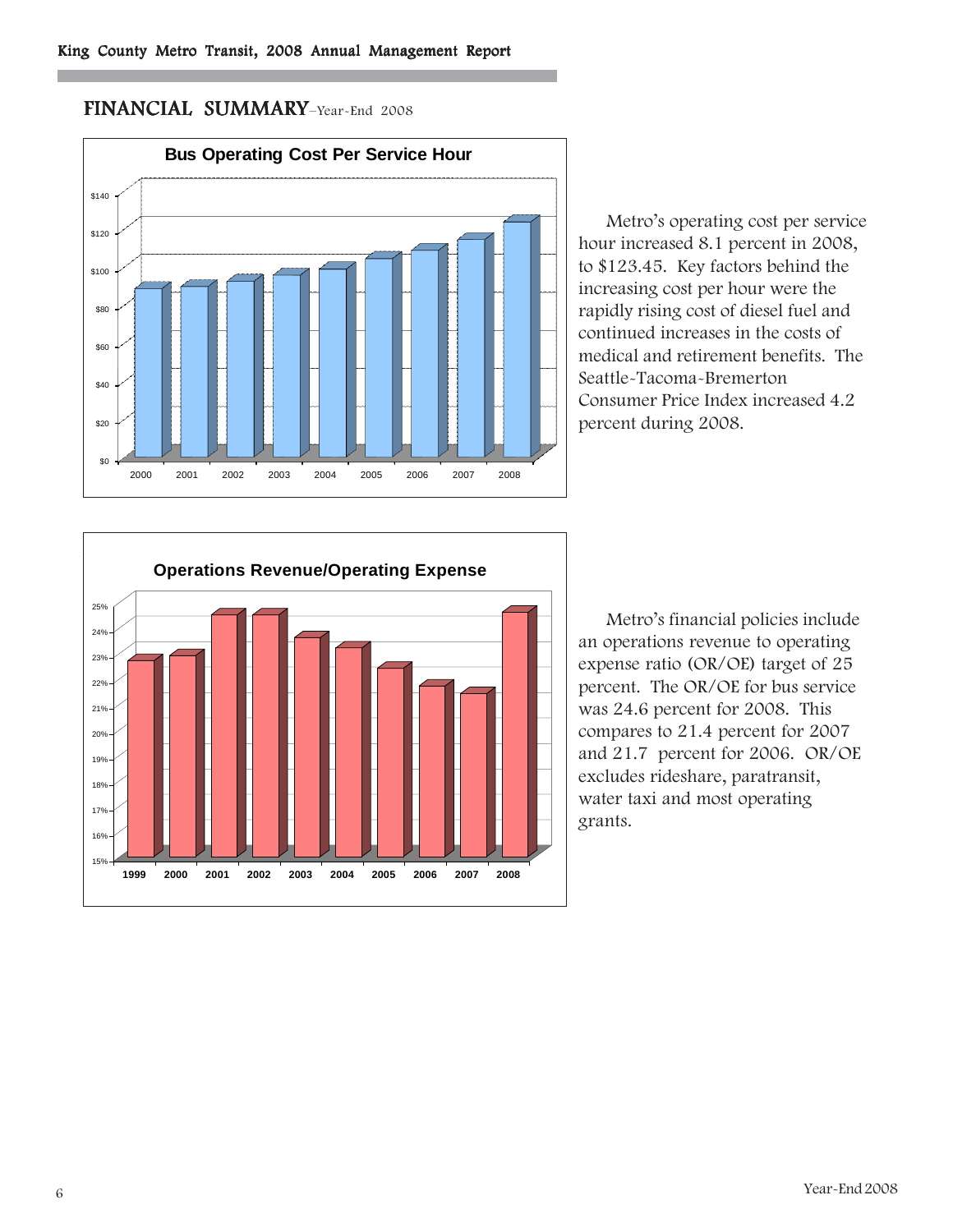## FINANCIAL SUMMARY–Year-End 2008

**Bus Operating Cost Per Service Hour**

Metro's operating cost per service hour increased 8.1 percent in 2008, to $123.45. Key factors behind the increasing cost per hour were the rapidly rising cost of diesel fuel and continued increases in the costs of medical and retirement benefits. The Seattle-Tacoma-Bremerton Consumer Price Index increased 4.2 percent during 2008.

**Operations Revenue/Operating Expense**

Metro's financial policies include an operations revenue to operating expense ratio (OR/OE) target of 25 percent. The OR/OE for bus service was 24.6 percent for 2008. This compares to 21.4 percent for 2007 and 21.7 percent for 2006. OR/OE excludes rideshare, paratransit, water taxi and most operating grants.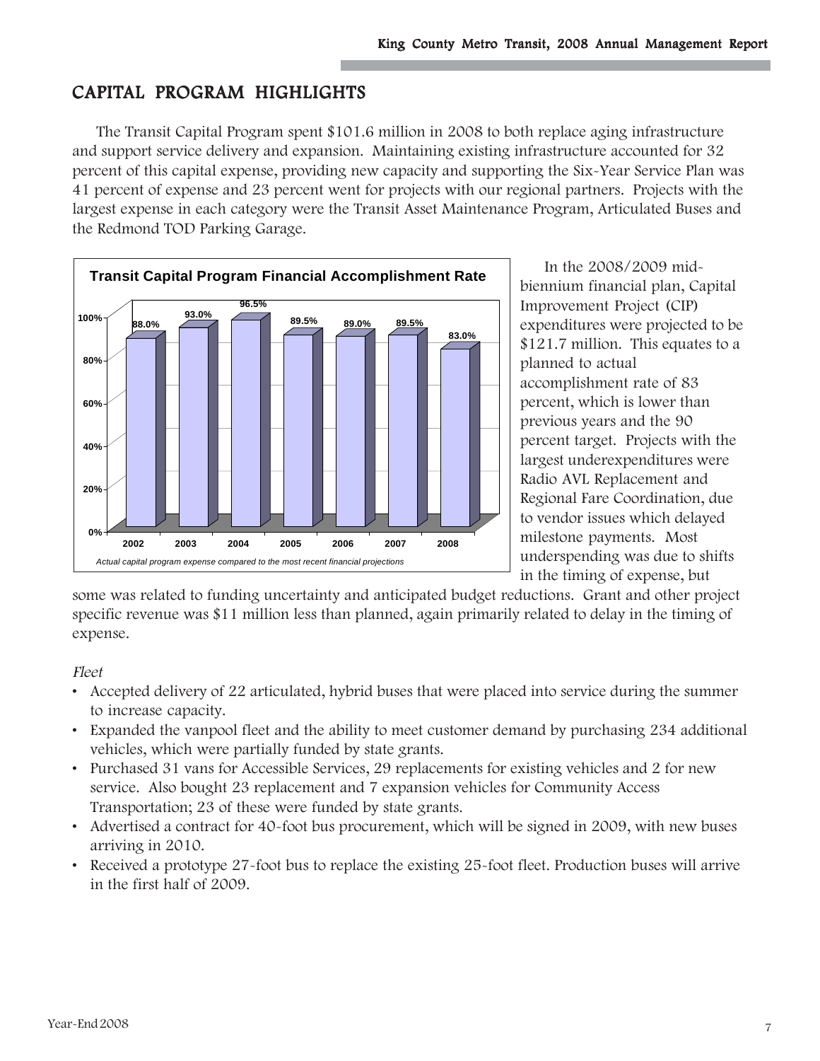# CAPITAL PROGRAM HIGHLIGHTS

The Transit Capital Program spent $101.6 million in 2008 to both replace aging infrastructure and support service delivery and expansion. Maintaining existing infrastructure accounted for 32 percent of this capital expense, providing new capacity and supporting the Six-Year Service Plan was 41 percent of expense and 23 percent went for projects with our regional partners. Projects with the largest expense in each category were the Transit Asset Maintenance Program, Articulated Buses and the Redmond TOD Parking Garage.

**Transit Capital Program Financial Accomplishment Rate**

| Year | Rate |
|---|---|
| 2002 | 88.0% |
| 2003 | 93.0% |
| 2004 | 96.5% |
| 2005 | 89.5% |
| 2006 | 89.0% |
| 2007 | 89.5% |
| 2008 | 83.0% |

*Actual capital program expense compared to the most recent financial projections*

In the 2008/2009 mid-biennium financial plan, Capital Improvement Project (CIP) expenditures were projected to be $121.7 million. This equates to a planned to actual accomplishment rate of 83 percent, which is lower than previous years and the 90 percent target. Projects with the largest underexpenditures were Radio AVL Replacement and Regional Fare Coordination, due to vendor issues which delayed milestone payments. Most underspending was due to shifts in the timing of expense, but some was related to funding uncertainty and anticipated budget reductions. Grant and other project specific revenue was $11 million less than planned, again primarily related to delay in the timing of expense.

*Fleet*

- Accepted delivery of 22 articulated, hybrid buses that were placed into service during the summer to increase capacity.
- Expanded the vanpool fleet and the ability to meet customer demand by purchasing 234 additional vehicles, which were partially funded by state grants.
- Purchased 31 vans for Accessible Services, 29 replacements for existing vehicles and 2 for new service. Also bought 23 replacement and 7 expansion vehicles for Community Access Transportation; 23 of these were funded by state grants.
- Advertised a contract for 40-foot bus procurement, which will be signed in 2009, with new buses arriving in 2010.
- Received a prototype 27-foot bus to replace the existing 25-foot fleet. Production buses will arrive in the first half of 2009.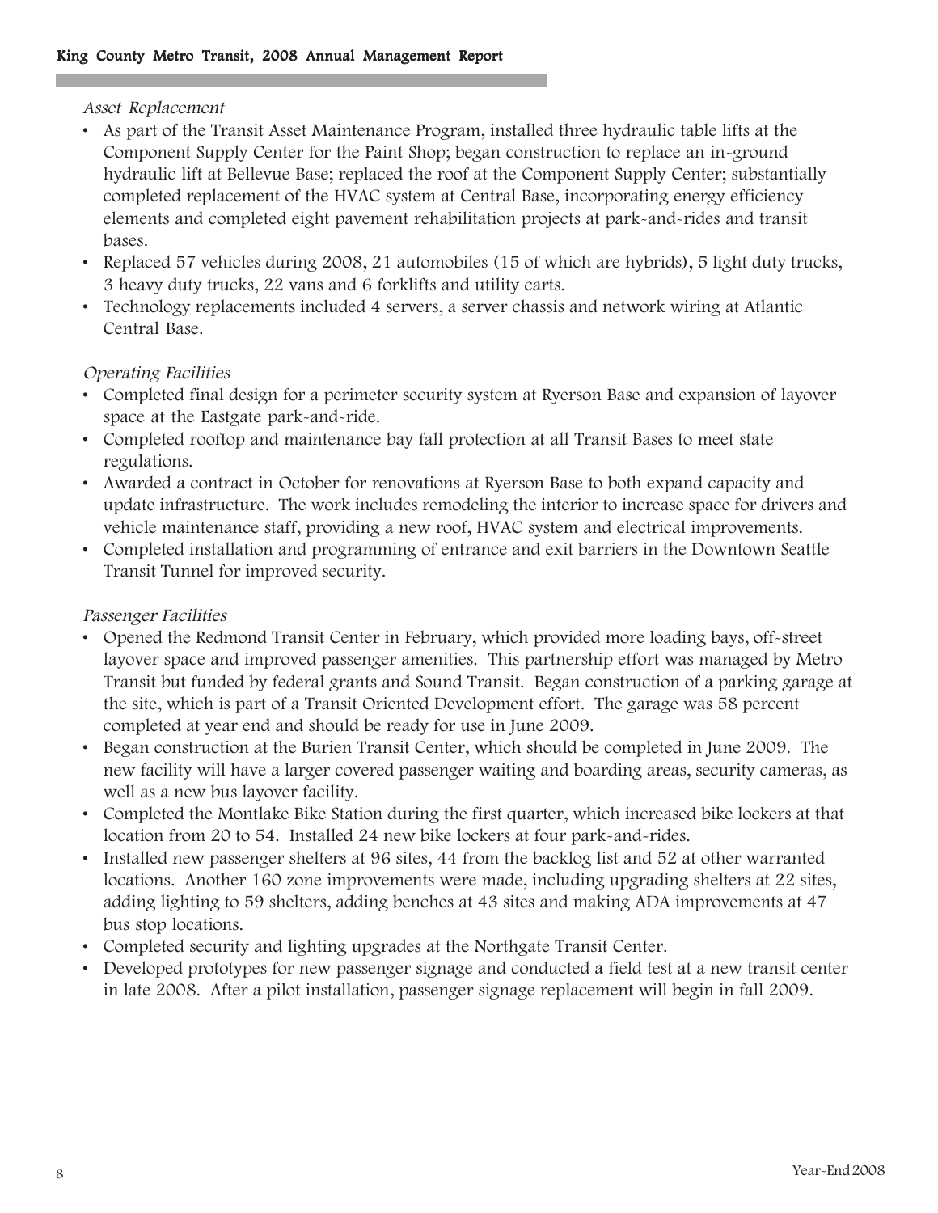*Asset Replacement*

- As part of the Transit Asset Maintenance Program, installed three hydraulic table lifts at the Component Supply Center for the Paint Shop; began construction to replace an in-ground hydraulic lift at Bellevue Base; replaced the roof at the Component Supply Center; substantially completed replacement of the HVAC system at Central Base, incorporating energy efficiency elements and completed eight pavement rehabilitation projects at park-and-rides and transit bases.
- Replaced 57 vehicles during 2008, 21 automobiles (15 of which are hybrids), 5 light duty trucks, 3 heavy duty trucks, 22 vans and 6 forklifts and utility carts.
- Technology replacements included 4 servers, a server chassis and network wiring at Atlantic Central Base.

*Operating Facilities*

- Completed final design for a perimeter security system at Ryerson Base and expansion of layover space at the Eastgate park-and-ride.
- Completed rooftop and maintenance bay fall protection at all Transit Bases to meet state regulations.
- Awarded a contract in October for renovations at Ryerson Base to both expand capacity and update infrastructure. The work includes remodeling the interior to increase space for drivers and vehicle maintenance staff, providing a new roof, HVAC system and electrical improvements.
- Completed installation and programming of entrance and exit barriers in the Downtown Seattle Transit Tunnel for improved security.

*Passenger Facilities*

- Opened the Redmond Transit Center in February, which provided more loading bays, off-street layover space and improved passenger amenities. This partnership effort was managed by Metro Transit but funded by federal grants and Sound Transit. Began construction of a parking garage at the site, which is part of a Transit Oriented Development effort. The garage was 58 percent completed at year end and should be ready for use in June 2009.
- Began construction at the Burien Transit Center, which should be completed in June 2009. The new facility will have a larger covered passenger waiting and boarding areas, security cameras, as well as a new bus layover facility.
- Completed the Montlake Bike Station during the first quarter, which increased bike lockers at that location from 20 to 54. Installed 24 new bike lockers at four park-and-rides.
- Installed new passenger shelters at 96 sites, 44 from the backlog list and 52 at other warranted locations. Another 160 zone improvements were made, including upgrading shelters at 22 sites, adding lighting to 59 shelters, adding benches at 43 sites and making ADA improvements at 47 bus stop locations.
- Completed security and lighting upgrades at the Northgate Transit Center.
- Developed prototypes for new passenger signage and conducted a field test at a new transit center in late 2008. After a pilot installation, passenger signage replacement will begin in fall 2009.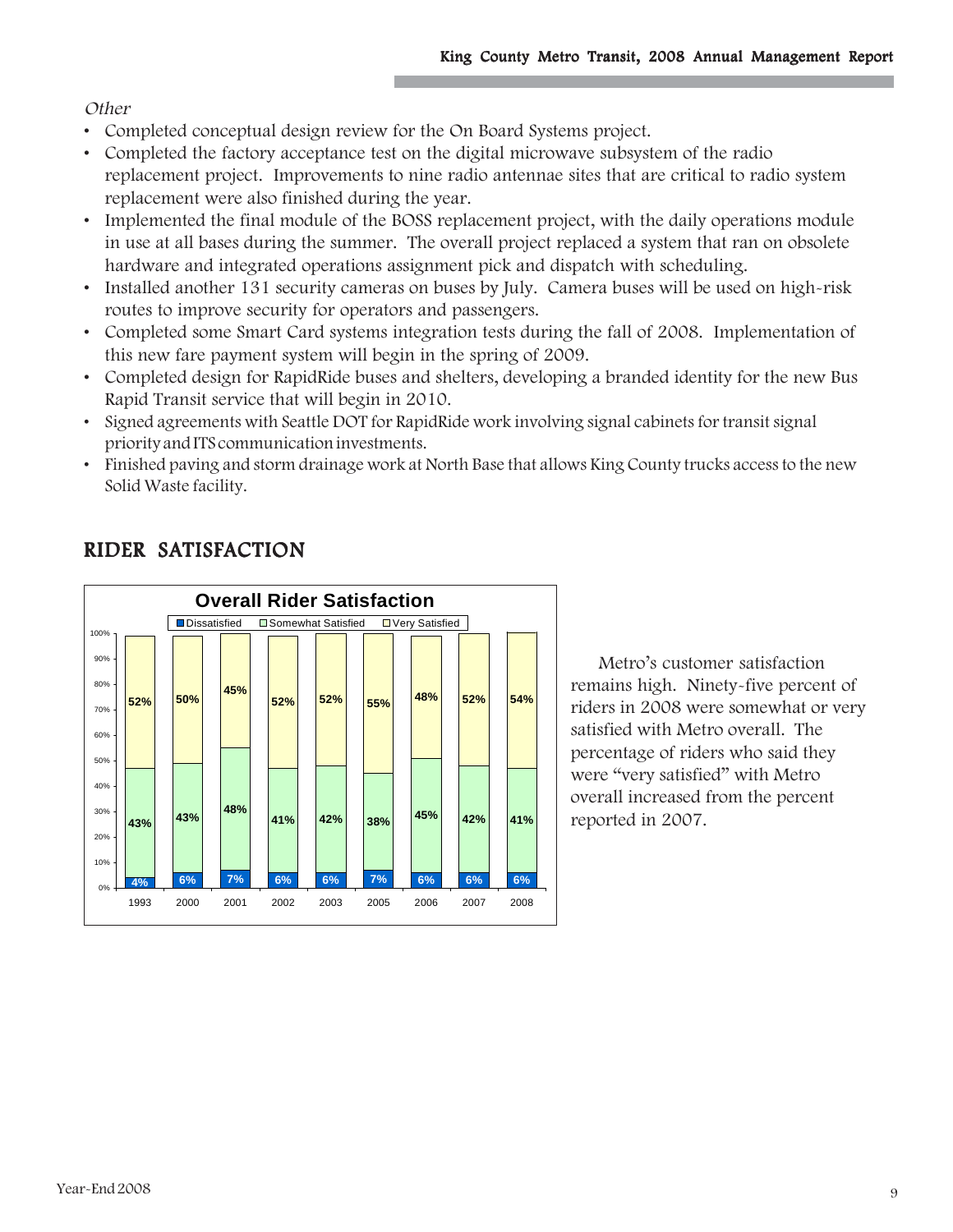*Other*

- Completed conceptual design review for the On Board Systems project.
- Completed the factory acceptance test on the digital microwave subsystem of the radio replacement project. Improvements to nine radio antennae sites that are critical to radio system replacement were also finished during the year.
- Implemented the final module of the BOSS replacement project, with the daily operations module in use at all bases during the summer. The overall project replaced a system that ran on obsolete hardware and integrated operations assignment pick and dispatch with scheduling.
- Installed another 131 security cameras on buses by July. Camera buses will be used on high-risk routes to improve security for operators and passengers.
- Completed some Smart Card systems integration tests during the fall of 2008. Implementation of this new fare payment system will begin in the spring of 2009.
- Completed design for RapidRide buses and shelters, developing a branded identity for the new Bus Rapid Transit service that will begin in 2010.
- Signed agreements with Seattle DOT for RapidRide work involving signal cabinets for transit signal priority and ITS communication investments.
- Finished paving and storm drainage work at North Base that allows King County trucks access to the new Solid Waste facility.

## RIDER SATISFACTION

**Overall Rider Satisfaction**

| Year | Dissatisfied | Somewhat Satisfied | Very Satisfied |
|---|---|---|---|
| 1993 | 4% | 43% | 52% |
| 2000 | 6% | 43% | 50% |
| 2001 | 7% | 48% | 45% |
| 2002 | 6% | 41% | 52% |
| 2003 | 6% | 42% | 52% |
| 2005 | 7% | 38% | 55% |
| 2006 | 6% | 45% | 48% |
| 2007 | 6% | 42% | 52% |
| 2008 | 6% | 41% | 54% |

Metro's customer satisfaction remains high. Ninety-five percent of riders in 2008 were somewhat or very satisfied with Metro overall. The percentage of riders who said they were "very satisfied" with Metro overall increased from the percent reported in 2007.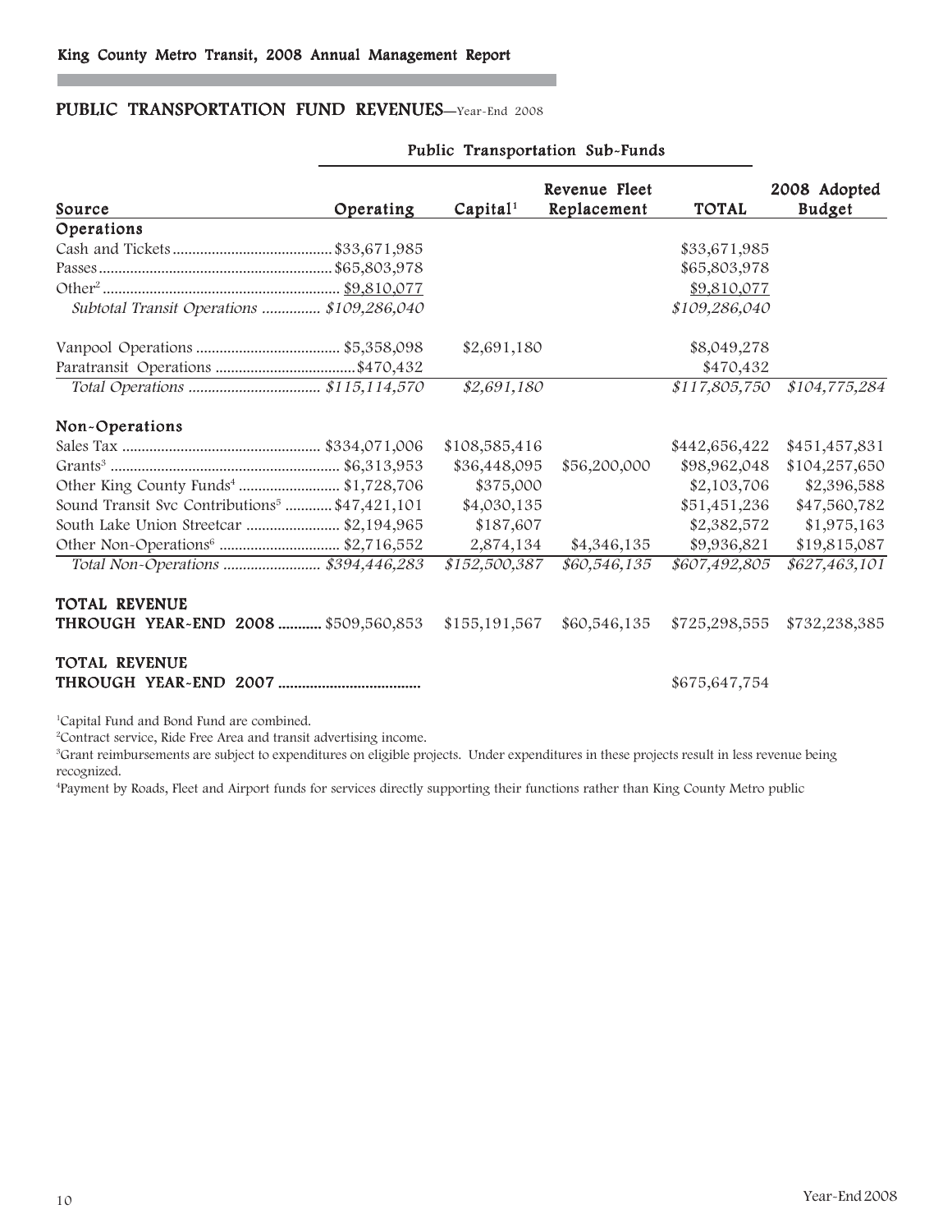## PUBLIC TRANSPORTATION FUND REVENUES—Year-End 2008

| Source | Operating | Capital[1] | Revenue Fleet Replacement | TOTAL | 2008 Adopted Budget |
|---|---|---|---|---|---|
| | Public Transportation Sub-Funds | | | | |
| **Operations** | | | | | |
| Cash and Tickets | $33,671,985 | | | $33,671,985 | |
| Passes | $65,803,978 | | | $65,803,978 | |
| Other[2] | $9,810,077 | | | $9,810,077 | |
| *Subtotal Transit Operations* | *$109,286,040* | | | *$109,286,040* | |
| Vanpool Operations | $5,358,098 | $2,691,180 | | $8,049,278 | |
| Paratransit Operations | $470,432 | | | $470,432 | |
| *Total Operations* | *$115,114,570* | *$2,691,180* | | *$117,805,750* | *$104,775,284* |
| **Non-Operations** | | | | | |
| Sales Tax | $334,071,006 | $108,585,416 | | $442,656,422 | $451,457,831 |
| Grants[3] | $6,313,953 | $36,448,095 | $56,200,000 | $98,962,048 | $104,257,650 |
| Other King County Funds[4] | $1,728,706 | $375,000 | | $2,103,706 | $2,396,588 |
| Sound Transit Svc Contributions[5] | $47,421,101 | $4,030,135 | | $51,451,236 | $47,560,782 |
| South Lake Union Streetcar | $2,194,965 | $187,607 | | $2,382,572 | $1,975,163 |
| Other Non-Operations[6] | $2,716,552 | 2,874,134 | $4,346,135 | $9,936,821 | $19,815,087 |
| *Total Non-Operations* | *$394,446,283* | *$152,500,387* | *$60,546,135* | *$607,492,805* | *$627,463,101* |
| **TOTAL REVENUE THROUGH YEAR-END 2008** | $509,560,853 | $155,191,567 | $60,546,135 | $725,298,555 | $732,238,385 |
| **TOTAL REVENUE THROUGH YEAR-END 2007** | | | | $675,647,754 | |

[1]Capital Fund and Bond Fund are combined.

[2]Contract service, Ride Free Area and transit advertising income.

[3]Grant reimbursements are subject to expenditures on eligible projects. Under expenditures in these projects result in less revenue being recognized.

[4]Payment by Roads, Fleet and Airport funds for services directly supporting their functions rather than King County Metro public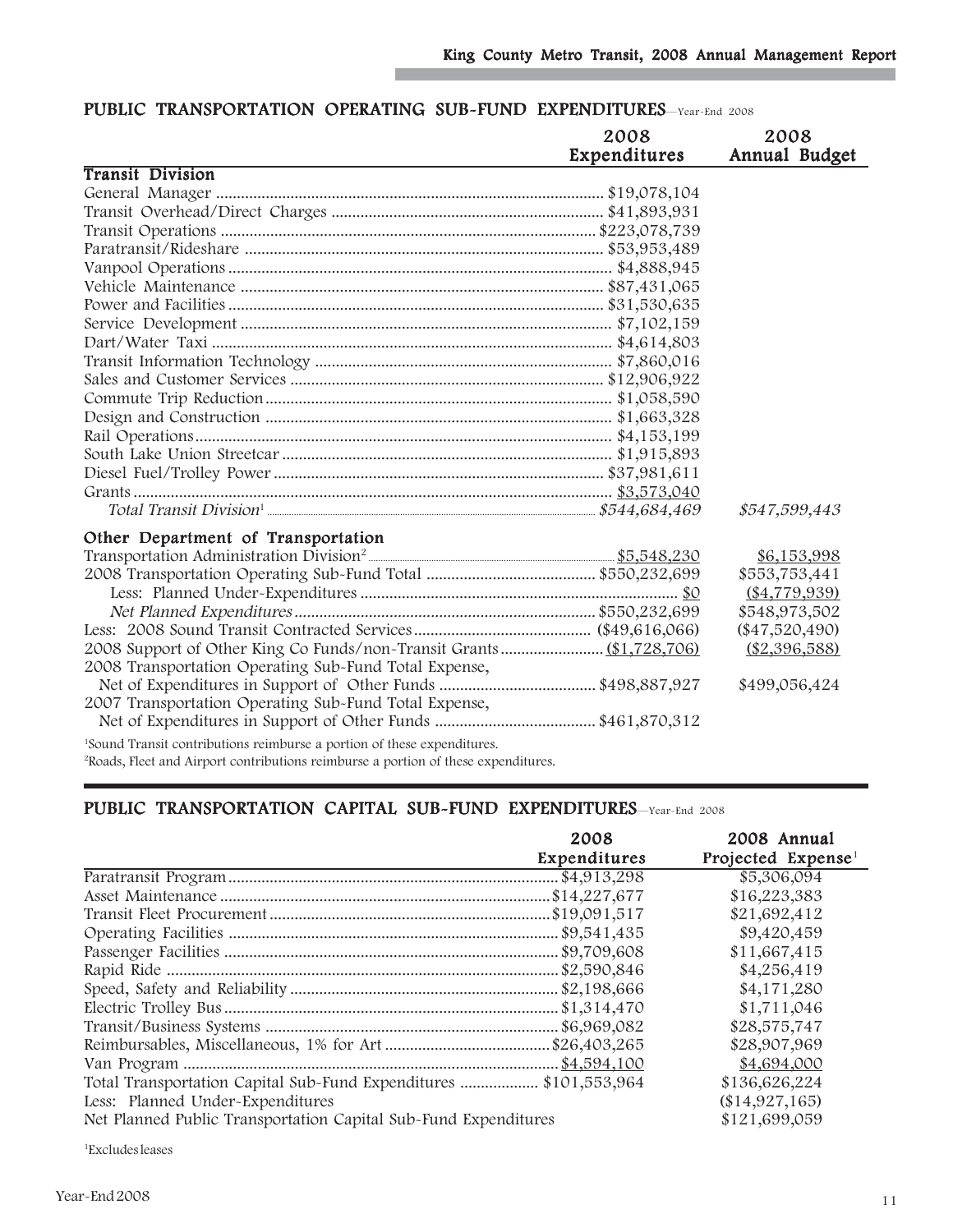## PUBLIC TRANSPORTATION OPERATING SUB-FUND EXPENDITURES—Year-End 2008

| | 2008 Expenditures | 2008 Annual Budget |
|---|---|---|
| **Transit Division** | | |
| General Manager | $19,078,104 | |
| Transit Overhead/Direct Charges | $41,893,931 | |
| Transit Operations | $223,078,739 | |
| Paratransit/Rideshare | $53,953,489 | |
| Vanpool Operations | $4,888,945 | |
| Vehicle Maintenance | $87,431,065 | |
| Power and Facilities | $31,530,635 | |
| Service Development | $7,102,159 | |
| Dart/Water Taxi | $4,614,803 | |
| Transit Information Technology | $7,860,016 | |
| Sales and Customer Services | $12,906,922 | |
| Commute Trip Reduction | $1,058,590 | |
| Design and Construction | $1,663,328 | |
| Rail Operations | $4,153,199 | |
| South Lake Union Streetcar | $1,915,893 | |
| Diesel Fuel/Trolley Power | $37,981,611 | |
| Grants | $3,573,040 | |
| *Total Transit Division*[1] | *$544,684,469* | *$547,599,443* |
| **Other Department of Transportation** | | |
| Transportation Administration Division[2] | $5,548,230 | $6,153,998 |
| 2008 Transportation Operating Sub-Fund Total | $550,232,699 | $553,753,441 |
| Less: Planned Under-Expenditures | $0 | ($4,779,939) |
| *Net Planned Expenditures* | $550,232,699 | $548,973,502 |
| Less: 2008 Sound Transit Contracted Services | ($49,616,066) | ($47,520,490) |
| 2008 Support of Other King Co Funds/non-Transit Grants | ($1,728,706) | ($2,396,588) |
| 2008 Transportation Operating Sub-Fund Total Expense, Net of Expenditures in Support of Other Funds | $498,887,927 | $499,056,424 |
| 2007 Transportation Operating Sub-Fund Total Expense, Net of Expenditures in Support of Other Funds | $461,870,312 | |

[1]Sound Transit contributions reimburse a portion of these expenditures.

[2]Roads, Fleet and Airport contributions reimburse a portion of these expenditures.

## PUBLIC TRANSPORTATION CAPITAL SUB-FUND EXPENDITURES—Year-End 2008

| | 2008 Expenditures | 2008 Annual Projected Expense[1] |
|---|---|---|
| Paratransit Program | $4,913,298 | $5,306,094 |
| Asset Maintenance | $14,227,677 | $16,223,383 |
| Transit Fleet Procurement | $19,091,517 | $21,692,412 |
| Operating Facilities | $9,541,435 | $9,420,459 |
| Passenger Facilities | $9,709,608 | $11,667,415 |
| Rapid Ride | $2,590,846 | $4,256,419 |
| Speed, Safety and Reliability | $2,198,666 | $4,171,280 |
| Electric Trolley Bus | $1,314,470 | $1,711,046 |
| Transit/Business Systems | $6,969,082 | $28,575,747 |
| Reimbursables, Miscellaneous, 1% for Art | $26,403,265 | $28,907,969 |
| Van Program | $4,594,100 | $4,694,000 |
| Total Transportation Capital Sub-Fund Expenditures | $101,553,964 | $136,626,224 |
| Less: Planned Under-Expenditures | | ($14,927,165) |
| Net Planned Public Transportation Capital Sub-Fund Expenditures | | $121,699,059 |

[1]Excludes leases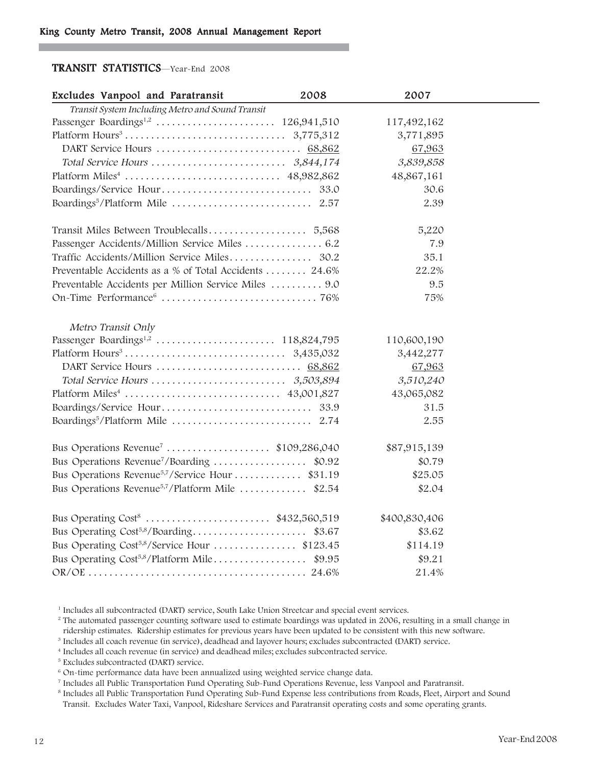**TRANSIT STATISTICS**—Year-End 2008

| Excludes Vanpool and Paratransit | 2008 | 2007 |
|---|---|---|
| *Transit System Including Metro and Sound Transit* | | |
| Passenger Boardings[1,2] | 126,941,510 | 117,492,162 |
| Platform Hours[3] | 3,775,312 | 3,771,895 |
| DART Service Hours | 68,862 | 67,963 |
| *Total Service Hours* | *3,844,174* | *3,839,858* |
| Platform Miles[4] | 48,982,862 | 48,867,161 |
| Boardings/Service Hour | 33.0 | 30.6 |
| Boardings[5]/Platform Mile | 2.57 | 2.39 |
| | | |
| Transit Miles Between Troublecalls | 5,568 | 5,220 |
| Passenger Accidents/Million Service Miles | 6.2 | 7.9 |
| Traffic Accidents/Million Service Miles | 30.2 | 35.1 |
| Preventable Accidents as a % of Total Accidents | 24.6% | 22.2% |
| Preventable Accidents per Million Service Miles | 9.0 | 9.5 |
| On-Time Performance[6] | 76% | 75% |
| | | |
| *Metro Transit Only* | | |
| Passenger Boardings[1,2] | 118,824,795 | 110,600,190 |
| Platform Hours[3] | 3,435,032 | 3,442,277 |
| DART Service Hours | 68,862 | 67,963 |
| *Total Service Hours* | *3,503,894* | *3,510,240* |
| Platform Miles[4] | 43,001,827 | 43,065,082 |
| Boardings/Service Hour | 33.9 | 31.5 |
| Boardings[5]/Platform Mile | 2.74 | 2.55 |
| | | |
| Bus Operations Revenue[7] | $109,286,040 | $87,915,139 |
| Bus Operations Revenue[7]/Boarding | $0.92 | $0.79 |
| Bus Operations Revenue[5,7]/Service Hour | $31.19 | $25.05 |
| Bus Operations Revenue[5,7]/Platform Mile | $2.54 | $2.04 |
| | | |
| Bus Operating Cost[8] | $432,560,519 | $400,830,406 |
| Bus Operating Cost[5,8]/Boarding | $3.67 | $3.62 |
| Bus Operating Cost[5,8]/Service Hour | $123.45 | $114.19 |
| Bus Operating Cost[5,8]/Platform Mile | $9.95 | $9.21 |
| OR/OE | 24.6% | 21.4% |

[1] Includes all subcontracted (DART) service, South Lake Union Streetcar and special event services.

[2] The automated passenger counting software used to estimate boardings was updated in 2006, resulting in a small change in ridership estimates. Ridership estimates for previous years have been updated to be consistent with this new software.

[3] Includes all coach revenue (in service), deadhead and layover hours; excludes subcontracted (DART) service.

[4] Includes all coach revenue (in service) and deadhead miles; excludes subcontracted service.

[5] Excludes subcontracted (DART) service.

[6] On-time performance data have been annualized using weighted service change data.

[7] Includes all Public Transportation Fund Operating Sub-Fund Operations Revenue, less Vanpool and Paratransit.

[8] Includes all Public Transportation Fund Operating Sub-Fund Expense less contributions from Roads, Fleet, Airport and Sound Transit. Excludes Water Taxi, Vanpool, Rideshare Services and Paratransit operating costs and some operating grants.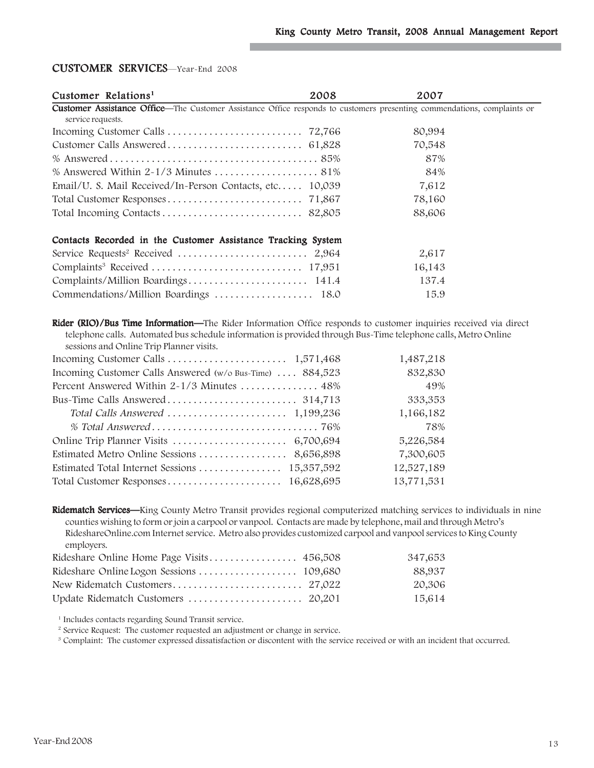## CUSTOMER SERVICES—Year-End 2008

| Customer Relations[1] | 2008 | 2007 |
|---|---|---|
| **Customer Assistance Office**—The Customer Assistance Office responds to customers presenting commendations, complaints or service requests. | | |
| Incoming Customer Calls | 72,766 | 80,994 |
| Customer Calls Answered | 61,828 | 70,548 |
| % Answered | 85% | 87% |
| % Answered Within 2-1/3 Minutes | 81% | 84% |
| Email/U. S. Mail Received/In-Person Contacts, etc. | 10,039 | 7,612 |
| Total Customer Responses | 71,867 | 78,160 |
| Total Incoming Contacts | 82,805 | 88,606 |
| **Contacts Recorded in the Customer Assistance Tracking System** | | |
| Service Requests[2] Received | 2,964 | 2,617 |
| Complaints[3] Received | 17,951 | 16,143 |
| Complaints/Million Boardings | 141.4 | 137.4 |
| Commendations/Million Boardings | 18.0 | 15.9 |

**Rider (RIO)/Bus Time Information**—The Rider Information Office responds to customer inquiries received via direct telephone calls. Automated bus schedule information is provided through Bus-Time telephone calls, Metro Online sessions and Online Trip Planner visits.

| | 2008 | 2007 |
|---|---|---|
| Incoming Customer Calls | 1,571,468 | 1,487,218 |
| Incoming Customer Calls Answered (w/o Bus-Time) | 884,523 | 832,830 |
| Percent Answered Within 2-1/3 Minutes | 48% | 49% |
| Bus-Time Calls Answered | 314,713 | 333,353 |
| *Total Calls Answered* | 1,199,236 | 1,166,182 |
| *% Total Answered* | 76% | 78% |
| Online Trip Planner Visits | 6,700,694 | 5,226,584 |
| Estimated Metro Online Sessions | 8,656,898 | 7,300,605 |
| Estimated Total Internet Sessions | 15,357,592 | 12,527,189 |
| Total Customer Responses | 16,628,695 | 13,771,531 |

**Ridematch Services**—King County Metro Transit provides regional computerized matching services to individuals in nine counties wishing to form or join a carpool or vanpool. Contacts are made by telephone, mail and through Metro's RideshareOnline.com Internet service. Metro also provides customized carpool and vanpool services to King County employers.

| | 2008 | 2007 |
|---|---|---|
| Rideshare Online Home Page Visits | 456,508 | 347,653 |
| Rideshare Online Logon Sessions | 109,680 | 88,937 |
| New Ridematch Customers | 27,022 | 20,306 |
| Update Ridematch Customers | 20,201 | 15,614 |

[1] Includes contacts regarding Sound Transit service.

[2] Service Request: The customer requested an adjustment or change in service.

[3] Complaint: The customer expressed dissatisfaction or discontent with the service received or with an incident that occurred.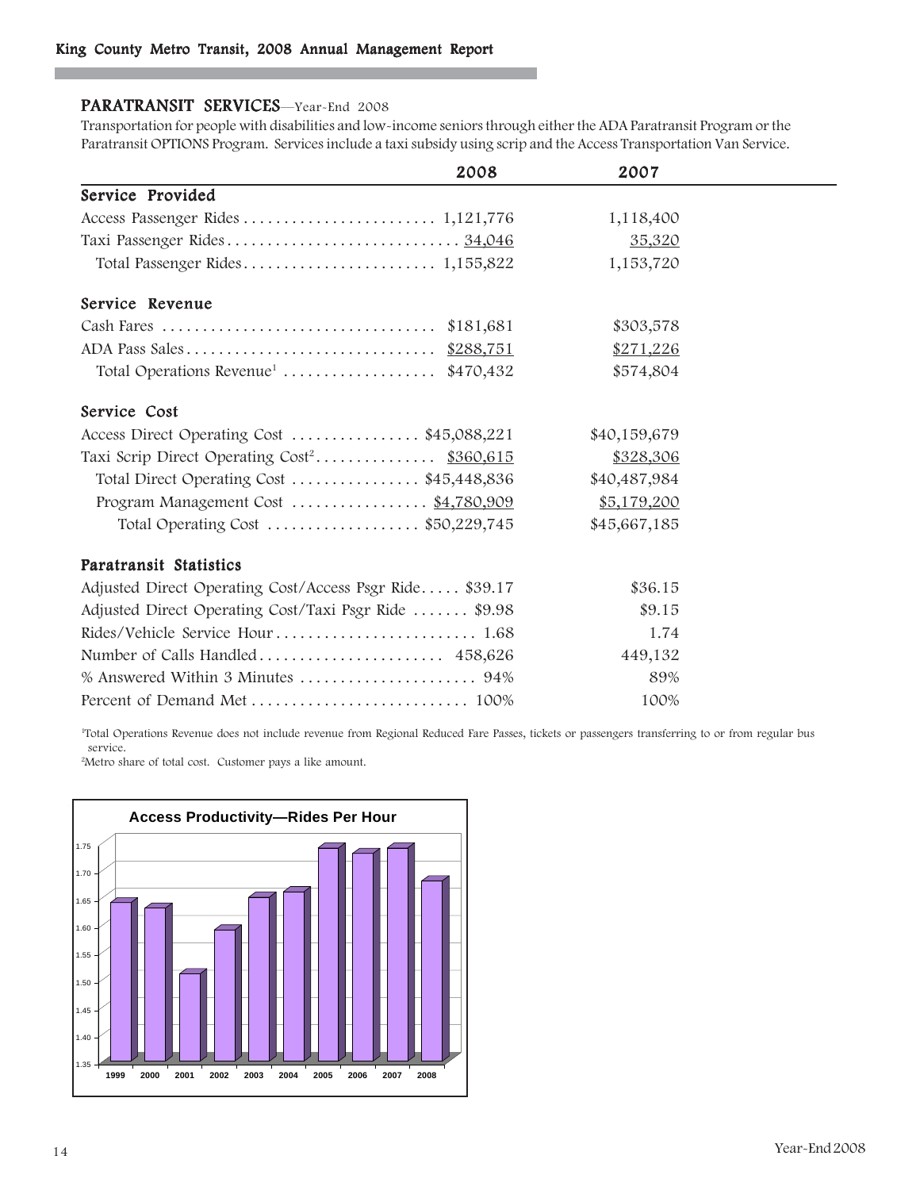## PARATRANSIT SERVICES—Year-End 2008

Transportation for people with disabilities and low-income seniors through either the ADA Paratransit Program or the Paratransit OPTIONS Program. Services include a taxi subsidy using scrip and the Access Transportation Van Service.

| | 2008 | 2007 |
|---|---|---|
| **Service Provided** | | |
| Access Passenger Rides | 1,121,776 | 1,118,400 |
| Taxi Passenger Rides | 34,046 | 35,320 |
| Total Passenger Rides | 1,155,822 | 1,153,720 |
| **Service Revenue** | | |
| Cash Fares | $181,681 | $303,578 |
| ADA Pass Sales | $288,751 | $271,226 |
| Total Operations Revenue[1] | $470,432 | $574,804 |
| **Service Cost** | | |
| Access Direct Operating Cost | $45,088,221 | $40,159,679 |
| Taxi Scrip Direct Operating Cost[2] | $360,615 | $328,306 |
| Total Direct Operating Cost | $45,448,836 | $40,487,984 |
| Program Management Cost | $4,780,909 | $5,179,200 |
| Total Operating Cost | $50,229,745 | $45,667,185 |
| **Paratransit Statistics** | | |
| Adjusted Direct Operating Cost/Access Psgr Ride | $39.17 | $36.15 |
| Adjusted Direct Operating Cost/Taxi Psgr Ride | $9.98 | $9.15 |
| Rides/Vehicle Service Hour | 1.68 | 1.74 |
| Number of Calls Handled | 458,626 | 449,132 |
| % Answered Within 3 Minutes | 94% | 89% |
| Percent of Demand Met | 100% | 100% |

[1]Total Operations Revenue does not include revenue from Regional Reduced Fare Passes, tickets or passengers transferring to or from regular bus service.
[2]Metro share of total cost. Customer pays a like amount.

**Access Productivity—Rides Per Hour**

| Year | Rides Per Hour |
|---|---|
| 1999 | 1.64 |
| 2000 | 1.63 |
| 2001 | 1.51 |
| 2002 | 1.59 |
| 2003 | 1.65 |
| 2004 | 1.66 |
| 2005 | 1.74 |
| 2006 | 1.73 |
| 2007 | 1.74 |
| 2008 | 1.68 |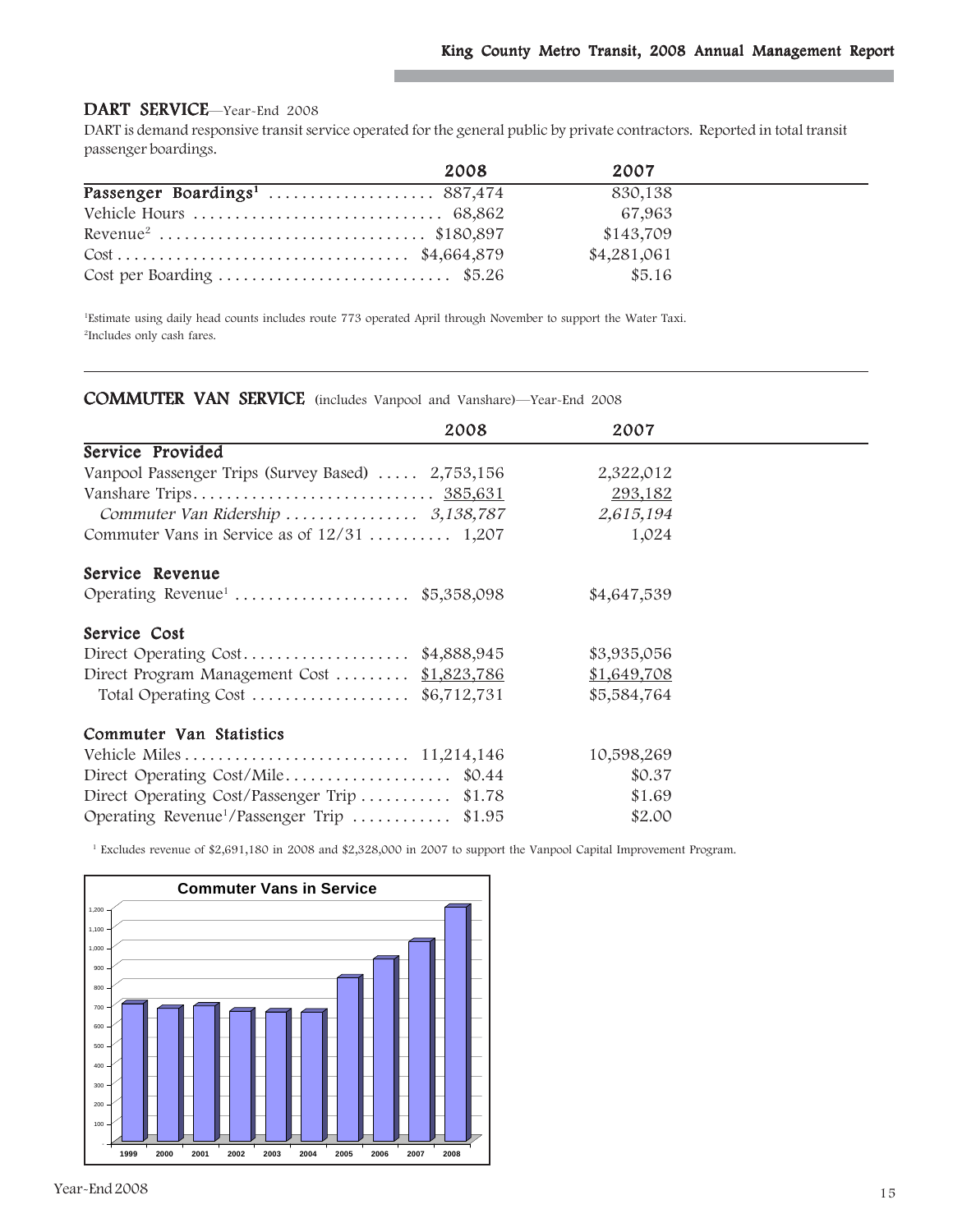## DART SERVICE—Year-End 2008

DART is demand responsive transit service operated for the general public by private contractors. Reported in total transit passenger boardings.

| | 2008 | 2007 |
|---|---|---|
| **Passenger Boardings[1]** | 887,474 | 830,138 |
| Vehicle Hours | 68,862 | 67,963 |
| Revenue[2] | $180,897 | $143,709 |
| Cost | $4,664,879 | $4,281,061 |
| Cost per Boarding | $5.26 | $5.16 |

[1]Estimate using daily head counts includes route 773 operated April through November to support the Water Taxi.
[2]Includes only cash fares.

## COMMUTER VAN SERVICE (includes Vanpool and Vanshare)—Year-End 2008

| | 2008 | 2007 |
|---|---|---|
| **Service Provided** | | |
| Vanpool Passenger Trips (Survey Based) | 2,753,156 | 2,322,012 |
| Vanshare Trips | 385,631 | 293,182 |
| *Commuter Van Ridership* | *3,138,787* | *2,615,194* |
| Commuter Vans in Service as of 12/31 | 1,207 | 1,024 |
| **Service Revenue** | | |
| Operating Revenue[1] | $5,358,098 | $4,647,539 |
| **Service Cost** | | |
| Direct Operating Cost | $4,888,945 | $3,935,056 |
| Direct Program Management Cost | $1,823,786 | $1,649,708 |
| Total Operating Cost | $6,712,731 | $5,584,764 |
| **Commuter Van Statistics** | | |
| Vehicle Miles | 11,214,146 | 10,598,269 |
| Direct Operating Cost/Mile | $0.44 | $0.37 |
| Direct Operating Cost/Passenger Trip | $1.78 | $1.69 |
| Operating Revenue[1]/Passenger Trip | $1.95 | $2.00 |

[1] Excludes revenue of $2,691,180 in 2008 and $2,328,000 in 2007 to support the Vanpool Capital Improvement Program.

**Commuter Vans in Service**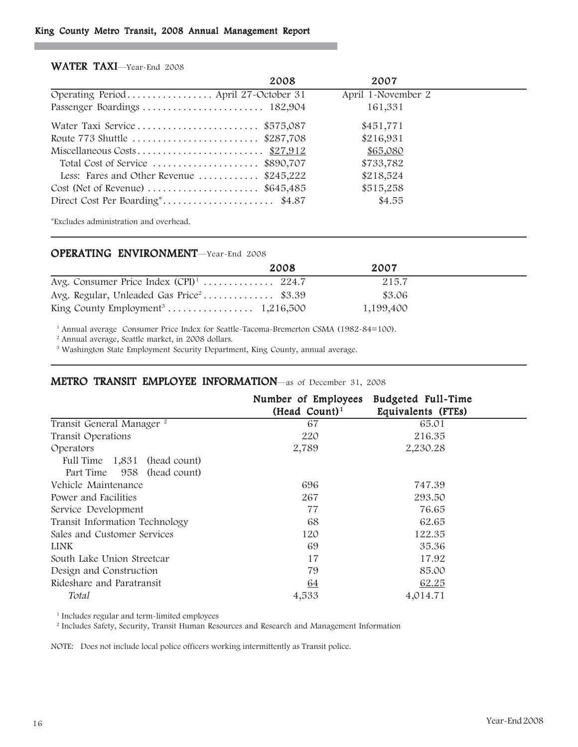## WATER TAXI—Year-End 2008

| | 2008 | 2007 |
|---|---|---|
| Operating Period | April 27-October 31 | April 1-November 2 |
| Passenger Boardings | 182,904 | 161,331 |
| Water Taxi Service | $575,087 | $451,771 |
| Route 773 Shuttle | $287,708 | $216,931 |
| Miscellaneous Costs | $27,912 | $65,080 |
| Total Cost of Service | $890,707 | $733,782 |
| Less: Fares and Other Revenue | $245,222 | $218,524 |
| Cost (Net of Revenue) | $645,485 | $515,258 |
| Direct Cost Per Boarding* | $4.87 | $4.55 |

*Excludes administration and overhead.

## OPERATING ENVIRONMENT—Year-End 2008

| | 2008 | 2007 |
|---|---|---|
| Avg. Consumer Price Index (CPI)[1] | 224.7 | 215.7 |
| Avg. Regular, Unleaded Gas Price[2] | $3.39 | $3.06 |
| King County Employment[3] | 1,216,500 | 1,199,400 |

[1] Annual average Consumer Price Index for Seattle-Tacoma-Bremerton CSMA (1982-84=100).
[2] Annual average, Seattle market, in 2008 dollars.
[3] Washington State Employment Security Department, King County, annual average.

## METRO TRANSIT EMPLOYEE INFORMATION—as of December 31, 2008

| | Number of Employees (Head Count)[1] | Budgeted Full-Time Equivalents (FTEs) |
|---|---|---|
| Transit General Manager [2] | 67 | 65.01 |
| Transit Operations | 220 | 216.35 |
| Operators | 2,789 | 2,230.28 |
| Full Time 1,831 (head count) | | |
| Part Time 958 (head count) | | |
| Vehicle Maintenance | 696 | 747.39 |
| Power and Facilities | 267 | 293.50 |
| Service Development | 77 | 76.65 |
| Transit Information Technology | 68 | 62.65 |
| Sales and Customer Services | 120 | 122.35 |
| LINK | 69 | 35.36 |
| South Lake Union Streetcar | 17 | 17.92 |
| Design and Construction | 79 | 85.00 |
| Rideshare and Paratransit | 64 | 62.25 |
| *Total* | 4,533 | 4,014.71 |

[1] Includes regular and term-limited employees
[2] Includes Safety, Security, Transit Human Resources and Research and Management Information

NOTE: Does not include local police officers working intermittently as Transit police.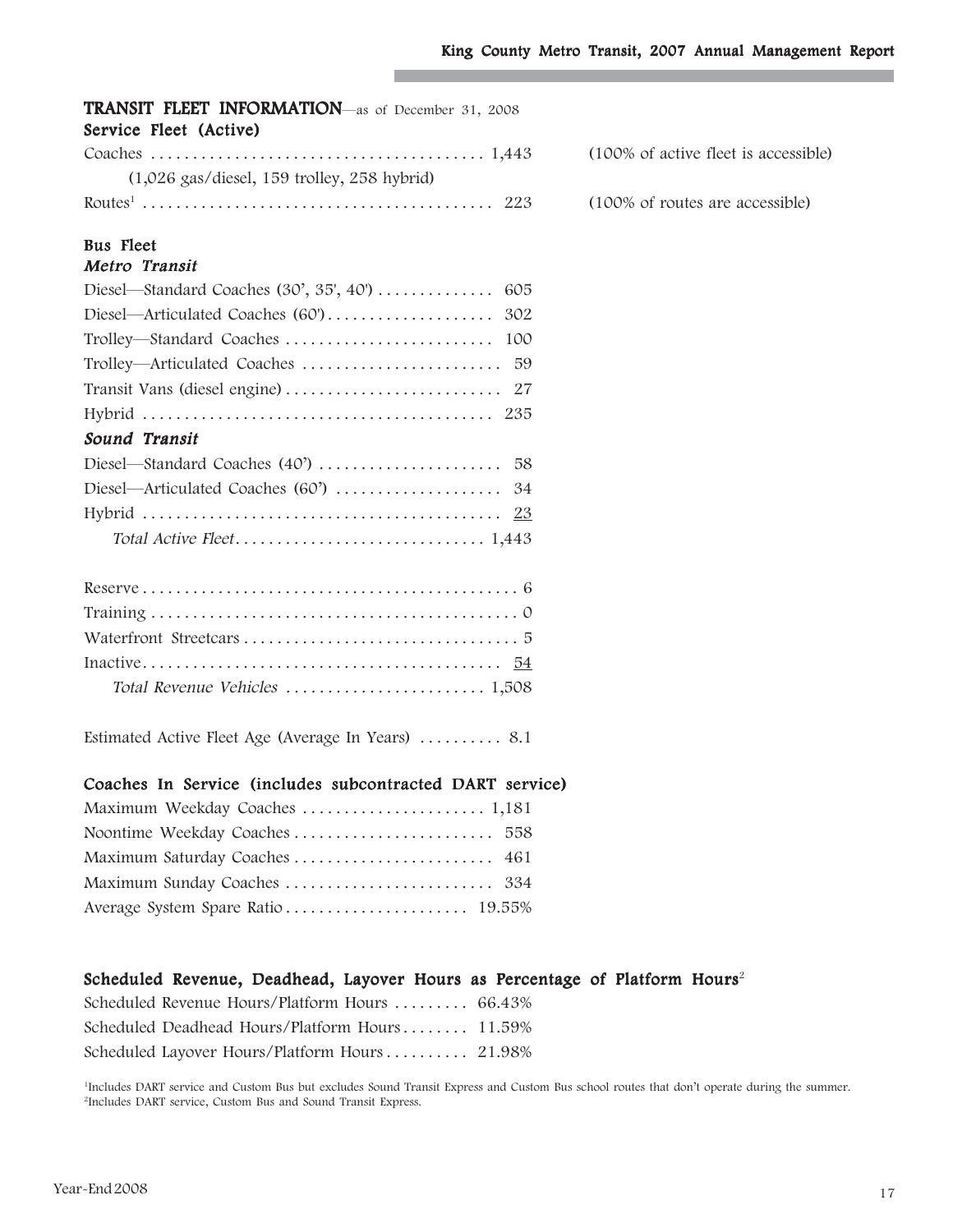## TRANSIT FLEET INFORMATION—as of December 31, 2008

### Service Fleet (Active)

| | | |
|---|---|---|
| Coaches | 1,443 | (100% of active fleet is accessible) |
| (1,026 gas/diesel, 159 trolley, 258 hybrid) | | |
| Routes[1] | 223 | (100% of routes are accessible) |

### Bus Fleet

#### *Metro Transit*

| | |
|---|---|
| Diesel—Standard Coaches (30', 35', 40') | 605 |
| Diesel—Articulated Coaches (60') | 302 |
| Trolley—Standard Coaches | 100 |
| Trolley—Articulated Coaches | 59 |
| Transit Vans (diesel engine) | 27 |
| Hybrid | 235 |

#### *Sound Transit*

| | |
|---|---|
| Diesel—Standard Coaches (40') | 58 |
| Diesel—Articulated Coaches (60') | 34 |
| Hybrid | 23 |
| *Total Active Fleet* | 1,443 |

| | |
|---|---|
| Reserve | 6 |
| Training | 0 |
| Waterfront Streetcars | 5 |
| Inactive | 54 |
| *Total Revenue Vehicles* | 1,508 |

Estimated Active Fleet Age (Average In Years) .......... 8.1

### Coaches In Service (includes subcontracted DART service)

| | |
|---|---|
| Maximum Weekday Coaches | 1,181 |
| Noontime Weekday Coaches | 558 |
| Maximum Saturday Coaches | 461 |
| Maximum Sunday Coaches | 334 |
| Average System Spare Ratio | 19.55% |

### Scheduled Revenue, Deadhead, Layover Hours as Percentage of Platform Hours[2]

| | |
|---|---|
| Scheduled Revenue Hours/Platform Hours | 66.43% |
| Scheduled Deadhead Hours/Platform Hours | 11.59% |
| Scheduled Layover Hours/Platform Hours | 21.98% |

[1]Includes DART service and Custom Bus but excludes Sound Transit Express and Custom Bus school routes that don't operate during the summer.
[2]Includes DART service, Custom Bus and Sound Transit Express.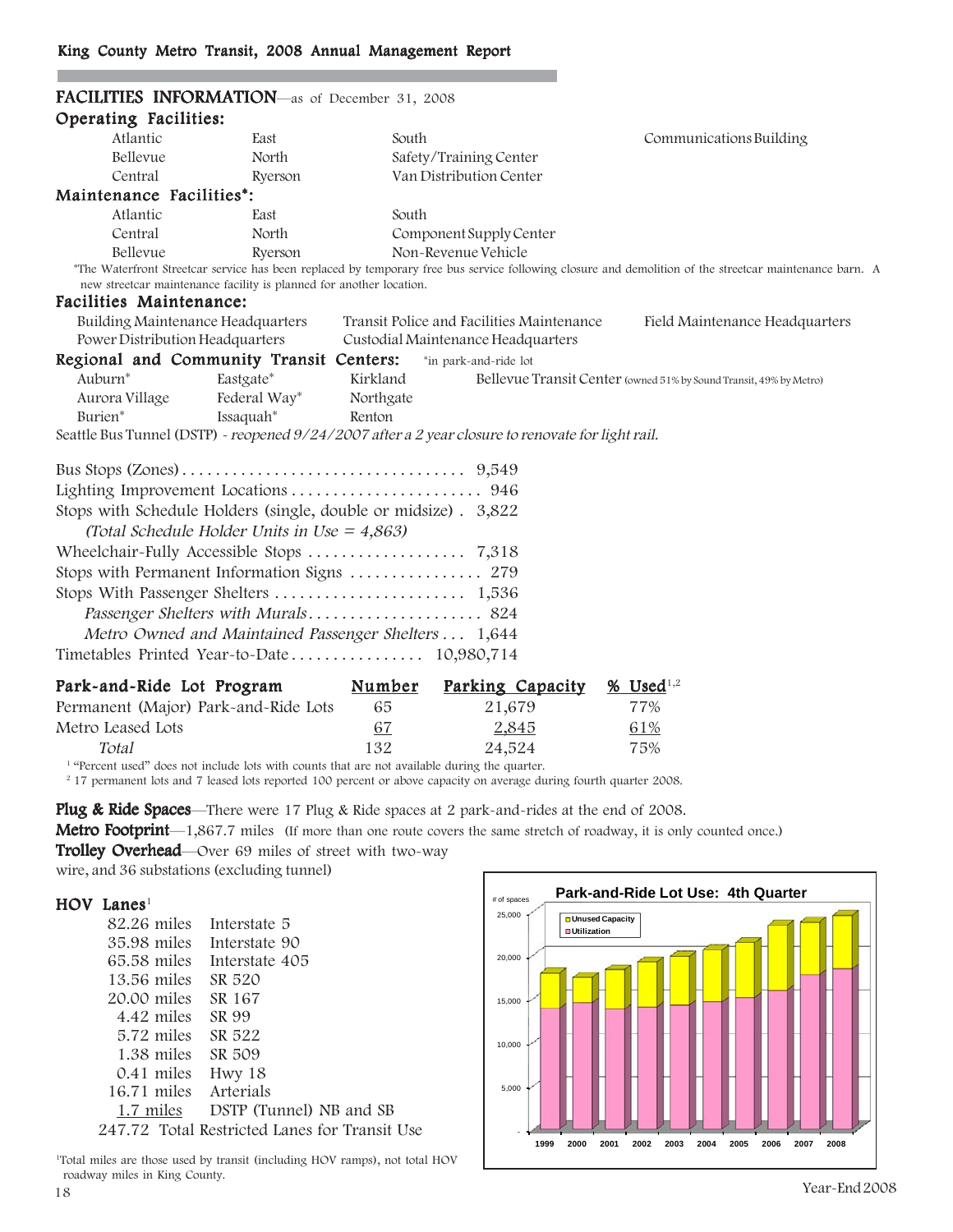## FACILITIES INFORMATION—as of December 31, 2008

### Operating Facilities:

| | | | |
|---|---|---|---|
| Atlantic | East | South | Communications Building |
| Bellevue | North | Safety/Training Center | |
| Central | Ryerson | Van Distribution Center | |

### Maintenance Facilities*:

| | | |
|---|---|---|
| Atlantic | East | South |
| Central | North | Component Supply Center |
| Bellevue | Ryerson | Non-Revenue Vehicle |

*The Waterfront Streetcar service has been replaced by temporary free bus service following closure and demolition of the streetcar maintenance barn. A new streetcar maintenance facility is planned for another location.

### Facilities Maintenance:

| | | |
|---|---|---|
| Building Maintenance Headquarters | Transit Police and Facilities Maintenance | Field Maintenance Headquarters |
| Power Distribution Headquarters | Custodial Maintenance Headquarters | |

### Regional and Community Transit Centers: *in park-and-ride lot

| | | | |
|---|---|---|---|
| Auburn* | Eastgate* | Kirkland | Bellevue Transit Center (owned 51% by Sound Transit, 49% by Metro) |
| Aurora Village | Federal Way* | Northgate | |
| Burien* | Issaquah* | Renton | |

Seattle Bus Tunnel (DSTP) - *reopened 9/24/2007 after a 2 year closure to renovate for light rail.*

| | |
|---|---|
| Bus Stops (Zones) | 9,549 |
| Lighting Improvement Locations | 946 |
| Stops with Schedule Holders (single, double or midsize) | 3,822 |
| *(Total Schedule Holder Units in Use = 4,863)* | |
| Wheelchair-Fully Accessible Stops | 7,318 |
| Stops with Permanent Information Signs | 279 |
| Stops With Passenger Shelters | 1,536 |
| *Passenger Shelters with Murals* | 824 |
| *Metro Owned and Maintained Passenger Shelters* | 1,644 |
| Timetables Printed Year-to-Date | 10,980,714 |

| Park-and-Ride Lot Program | Number | Parking Capacity | % Used[1,2] |
|---|---|---|---|
| Permanent (Major) Park-and-Ride Lots | 65 | 21,679 | 77% |
| Metro Leased Lots | 67 | 2,845 | 61% |
| *Total* | 132 | 24,524 | 75% |

[1] "Percent used" does not include lots with counts that are not available during the quarter.
[2] 17 permanent lots and 7 leased lots reported 100 percent or above capacity on average during fourth quarter 2008.

**Plug & Ride Spaces**—There were 17 Plug & Ride spaces at 2 park-and-rides at the end of 2008.

**Metro Footprint**—1,867.7 miles (If more than one route covers the same stretch of roadway, it is only counted once.)

**Trolley Overhead**—Over 69 miles of street with two-way wire, and 36 substations (excluding tunnel)

### HOV Lanes[1]

| | |
|---|---|
| 82.26 miles | Interstate 5 |
| 35.98 miles | Interstate 90 |
| 65.58 miles | Interstate 405 |
| 13.56 miles | SR 520 |
| 20.00 miles | SR 167 |
| 4.42 miles | SR 99 |
| 5.72 miles | SR 522 |
| 1.38 miles | SR 509 |
| 0.41 miles | Hwy 18 |
| 16.71 miles | Arterials |
| 1.7 miles | DSTP (Tunnel) NB and SB |
| 247.72 | Total Restricted Lanes for Transit Use |

[1]Total miles are those used by transit (including HOV ramps), not total HOV roadway miles in King County.

**Park-and-Ride Lot Use: 4th Quarter**

# of spaces — Unused Capacity / Utilization, 1999–2008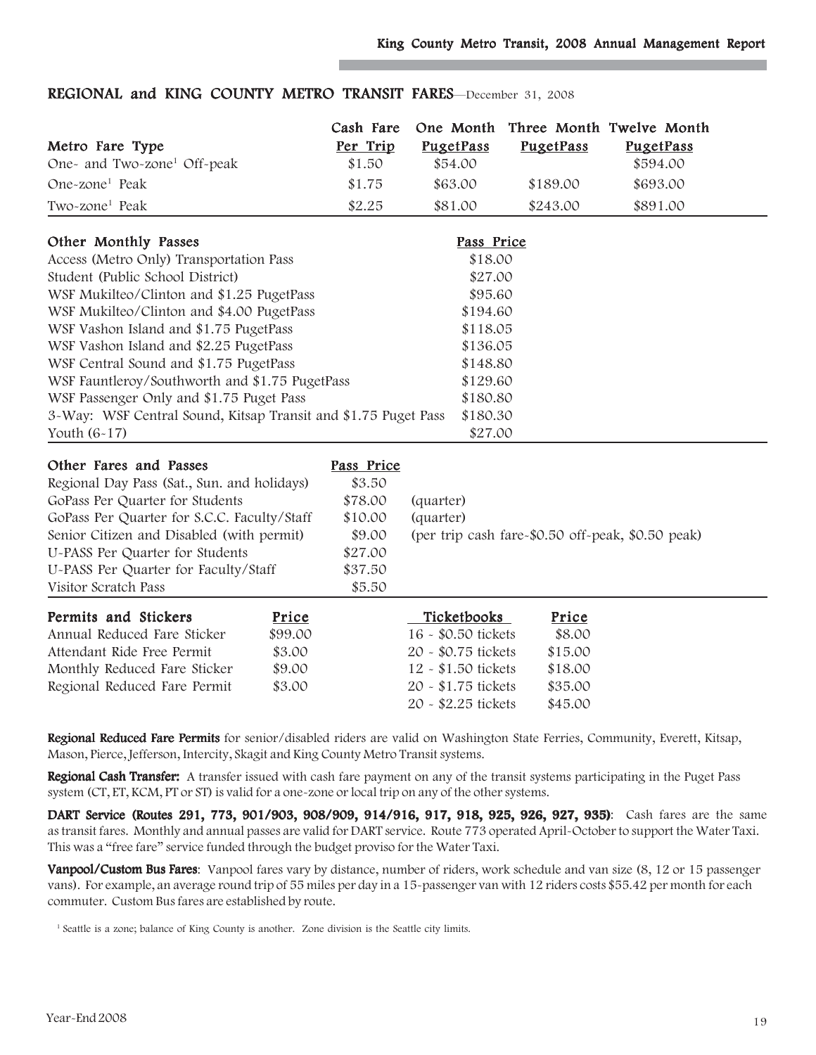## REGIONAL and KING COUNTY METRO TRANSIT FARES—December 31, 2008

| Metro Fare Type | Cash Fare Per Trip | One Month PugetPass | Three Month PugetPass | Twelve Month PugetPass |
|---|---|---|---|---|
| One- and Two-zone[1] Off-peak | $1.50 | $54.00 | | $594.00 |
| One-zone[1] Peak | $1.75 | $63.00 | $189.00 | $693.00 |
| Two-zone[1] Peak | $2.25 | $81.00 | $243.00 | $891.00 |

| Other Monthly Passes | Pass Price |
|---|---|
| Access (Metro Only) Transportation Pass | $18.00 |
| Student (Public School District) | $27.00 |
| WSF Mukilteo/Clinton and $1.25 PugetPass | $95.60 |
| WSF Mukilteo/Clinton and $4.00 PugetPass | $194.60 |
| WSF Vashon Island and $1.75 PugetPass | $118.05 |
| WSF Vashon Island and $2.25 PugetPass | $136.05 |
| WSF Central Sound and $1.75 PugetPass | $148.80 |
| WSF Fauntleroy/Southworth and $1.75 PugetPass | $129.60 |
| WSF Passenger Only and $1.75 Puget Pass | $180.80 |
| 3-Way: WSF Central Sound, Kitsap Transit and $1.75 Puget Pass | $180.30 |
| Youth (6-17) | $27.00 |

| Other Fares and Passes | Pass Price | |
|---|---|---|
| Regional Day Pass (Sat., Sun. and holidays) | $3.50 | |
| GoPass Per Quarter for Students | $78.00 | (quarter) |
| GoPass Per Quarter for S.C.C. Faculty/Staff | $10.00 | (quarter) |
| Senior Citizen and Disabled (with permit) | $9.00 | (per trip cash fare-$0.50 off-peak, $0.50 peak) |
| U-PASS Per Quarter for Students | $27.00 | |
| U-PASS Per Quarter for Faculty/Staff | $37.50 | |
| Visitor Scratch Pass | $5.50 | |

| Permits and Stickers | Price | Ticketbooks | Price |
|---|---|---|---|
| Annual Reduced Fare Sticker | $99.00 | 16 - $0.50 tickets | $8.00 |
| Attendant Ride Free Permit | $3.00 | 20 - $0.75 tickets | $15.00 |
| Monthly Reduced Fare Sticker | $9.00 | 12 - $1.50 tickets | $18.00 |
| Regional Reduced Fare Permit | $3.00 | 20 - $1.75 tickets | $35.00 |
| | | 20 - $2.25 tickets | $45.00 |

**Regional Reduced Fare Permits** for senior/disabled riders are valid on Washington State Ferries, Community, Everett, Kitsap, Mason, Pierce, Jefferson, Intercity, Skagit and King County Metro Transit systems.

**Regional Cash Transfer:** A transfer issued with cash fare payment on any of the transit systems participating in the Puget Pass system (CT, ET, KCM, PT or ST) is valid for a one-zone or local trip on any of the other systems.

**DART Service (Routes 291, 773, 901/903, 908/909, 914/916, 917, 918, 925, 926, 927, 935)**: Cash fares are the same as transit fares. Monthly and annual passes are valid for DART service. Route 773 operated April-October to support the Water Taxi. This was a "free fare" service funded through the budget proviso for the Water Taxi.

**Vanpool/Custom Bus Fares**: Vanpool fares vary by distance, number of riders, work schedule and van size (8, 12 or 15 passenger vans). For example, an average round trip of 55 miles per day in a 15-passenger van with 12 riders costs $55.42 per month for each commuter. Custom Bus fares are established by route.

[1] Seattle is a zone; balance of King County is another. Zone division is the Seattle city limits.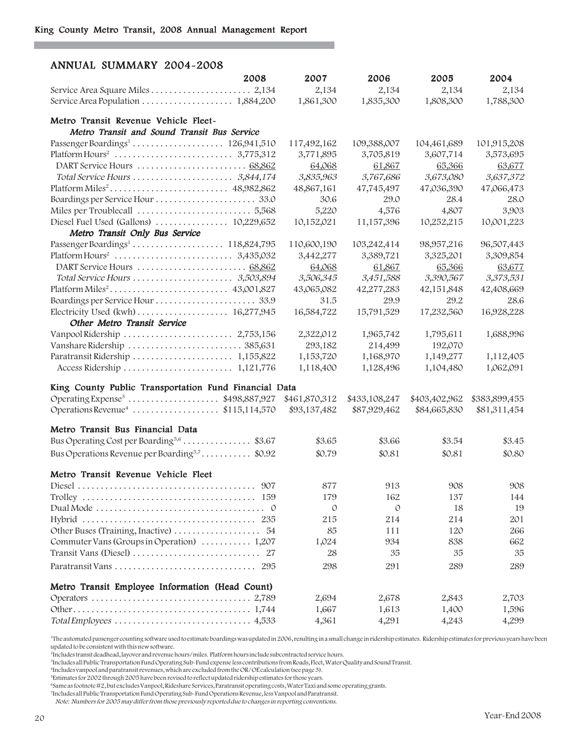## ANNUAL SUMMARY 2004-2008

| | 2008 | 2007 | 2006 | 2005 | 2004 |
|---|---|---|---|---|---|
| Service Area Square Miles | 2,134 | 2,134 | 2,134 | 2,134 | 2,134 |
| Service Area Population | 1,884,200 | 1,861,300 | 1,835,300 | 1,808,300 | 1,788,300 |
| **Metro Transit Revenue Vehicle Fleet-** | | | | | |
| ***Metro Transit and Sound Transit Bus Service*** | | | | | |
| Passenger Boardings[1] | 126,941,510 | 117,492,162 | 109,388,007 | 104,461,689 | 101,915,208 |
| Platform Hours[2] | 3,775,312 | 3,771,895 | 3,705,819 | 3,607,714 | 3,573,695 |
| DART Service Hours | 68,862 | 64,068 | 61,867 | 65,366 | 63,677 |
| *Total Service Hours* | *3,844,174* | *3,835,963* | *3,767,686* | *3,673,080* | *3,637,372* |
| Platform Miles[2] | 48,982,862 | 48,867,161 | 47,745,497 | 47,036,390 | 47,066,473 |
| Boardings per Service Hour | 33.0 | 30.6 | 29.0 | 28.4 | 28.0 |
| Miles per Troublecall | 5,568 | 5,220 | 4,576 | 4,807 | 3,903 |
| Diesel Fuel Used (Gallons) | 10,229,652 | 10,152,021 | 11,157,396 | 10,252,215 | 10,001,223 |
| ***Metro Transit Only Bus Service*** | | | | | |
| Passenger Boardings[1] | 118,824,795 | 110,600,190 | 103,242,414 | 98,957,216 | 96,507,443 |
| Platform Hours[2] | 3,435,032 | 3,442,277 | 3,389,721 | 3,325,201 | 3,309,854 |
| DART Service Hours | 68,862 | 64,068 | 61,867 | 65,366 | 63,677 |
| *Total Service Hours* | *3,503,894* | *3,506,345* | *3,451,588* | *3,390,567* | *3,373,531* |
| Platform Miles[2] | 43,001,827 | 43,065,082 | 42,277,283 | 42,151,848 | 42,408,669 |
| Boardings per Service Hour | 33.9 | 31.5 | 29.9 | 29.2 | 28.6 |
| Electricity Used (kwh) | 16,277,945 | 16,584,722 | 15,791,529 | 17,232,560 | 16,928,228 |
| ***Other Metro Transit Service*** | | | | | |
| Vanpool Ridership | 2,753,156 | 2,322,012 | 1,965,742 | 1,795,611 | 1,688,996 |
| Vanshare Ridership | 385,631 | 293,182 | 214,499 | 192,070 | |
| Paratransit Ridership | 1,155,822 | 1,153,720 | 1,168,970 | 1,149,277 | 1,112,405 |
| Access Ridership | 1,121,776 | 1,118,400 | 1,128,496 | 1,104,480 | 1,062,091 |
| **King County Public Transportation Fund Financial Data** | | | | | |
| Operating Expense[3] | $498,887,927 | $461,870,312 | $433,108,247 | $403,402,962 | $383,899,455 |
| Operations Revenue[4] | $115,114,570 | $93,137,482 | $87,929,462 | $84,665,830 | $81,311,454 |
| **Metro Transit Bus Financial Data** | | | | | |
| Bus Operating Cost per Boarding[5,6] | $3.67 | $3.65 | $3.66 | $3.54 | $3.45 |
| Bus Operations Revenue per Boarding[5,7] | $0.92 | $0.79 | $0.81 | $0.81 | $0.80 |
| **Metro Transit Revenue Vehicle Fleet** | | | | | |
| Diesel | 907 | 877 | 913 | 908 | 908 |
| Trolley | 159 | 179 | 162 | 137 | 144 |
| Dual Mode | 0 | 0 | 0 | 18 | 19 |
| Hybrid | 235 | 215 | 214 | 214 | 201 |
| Other Buses (Training, Inactive) | 54 | 85 | 111 | 120 | 266 |
| Commuter Vans (Groups in Operation) | 1,207 | 1,024 | 934 | 838 | 662 |
| Transit Vans (Diesel) | 27 | 28 | 35 | 35 | 35 |
| Paratransit Vans | 295 | 298 | 291 | 289 | 289 |
| **Metro Transit Employee Information (Head Count)** | | | | | |
| Operators | 2,789 | 2,694 | 2,678 | 2,843 | 2,703 |
| Other | 1,744 | 1,667 | 1,613 | 1,400 | 1,596 |
| *Total Employees* | 4,533 | 4,361 | 4,291 | 4,243 | 4,299 |

[1] The automated passenger counting software used to estimate boardings was updated in 2006, resulting in a small change in ridership estimates. Ridership estimates for previous years have been updated to be consistent with this new software.

[2] Includes transit deadhead, layover and revenue hours/miles. Platform hours include subcontracted service hours.

[3] Includes all Public Transportation Fund Operating Sub-Fund expense less contributions from Roads, Fleet, Water Quality and Sound Transit.

[4] Includes vanpool and paratransit revenues, which are excluded from the OR/OE calculation (see page 3).

[5] Estimates for 2002 through 2005 have been revised to reflect updated ridership estimates for those years.

[6] Same as footnote #2, but excludes Vanpool, Rideshare Services, Paratransit operating costs, Water Taxi and some operating grants.

[7] Includes all Public Transportation Fund Operating Sub-Fund Operations Revenue, less Vanpool and Paratransit.

*Note: Numbers for 2005 may differ from those previously reported due to changes in reporting conventions.*